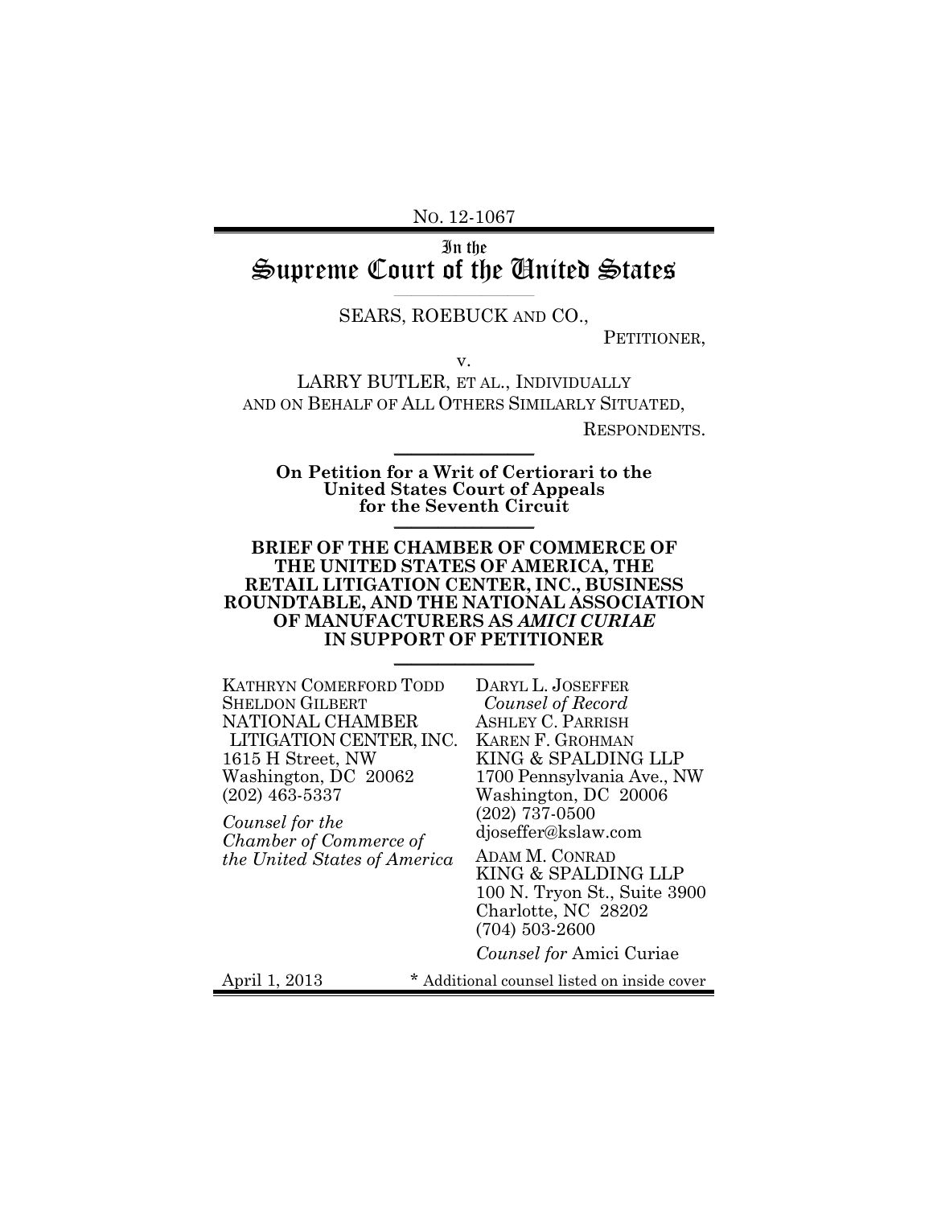No. 12-1067

In the
# Supreme Court of the United States

SEARS, ROEBUCK AND CO.,

PETITIONER,

v.

LARRY BUTLER, ET AL., INDIVIDUALLY AND ON BEHALF OF ALL OTHERS SIMILARLY SITUATED,

RESPONDENTS.

**On Petition for a Writ of Certiorari to the United States Court of Appeals for the Seventh Circuit**

**BRIEF OF THE CHAMBER OF COMMERCE OF THE UNITED STATES OF AMERICA, THE RETAIL LITIGATION CENTER, INC., BUSINESS ROUNDTABLE, AND THE NATIONAL ASSOCIATION OF MANUFACTURERS AS *AMICI CURIAE* IN SUPPORT OF PETITIONER**

KATHRYN COMERFORD TODD
SHELDON GILBERT
NATIONAL CHAMBER LITIGATION CENTER, INC.
1615 H Street, NW
Washington, DC 20062
(202) 463-5337

*Counsel for the Chamber of Commerce of the United States of America*

DARYL L. JOSEFFER
*Counsel of Record*
ASHLEY C. PARRISH
KAREN F. GROHMAN
KING & SPALDING LLP
1700 Pennsylvania Ave., NW
Washington, DC 20006
(202) 737-0500
djoseffer@kslaw.com

ADAM M. CONRAD
KING & SPALDING LLP
100 N. Tryon St., Suite 3900
Charlotte, NC 28202
(704) 503-2600

*Counsel for* Amici Curiae

April 1, 2013

\* Additional counsel listed on inside cover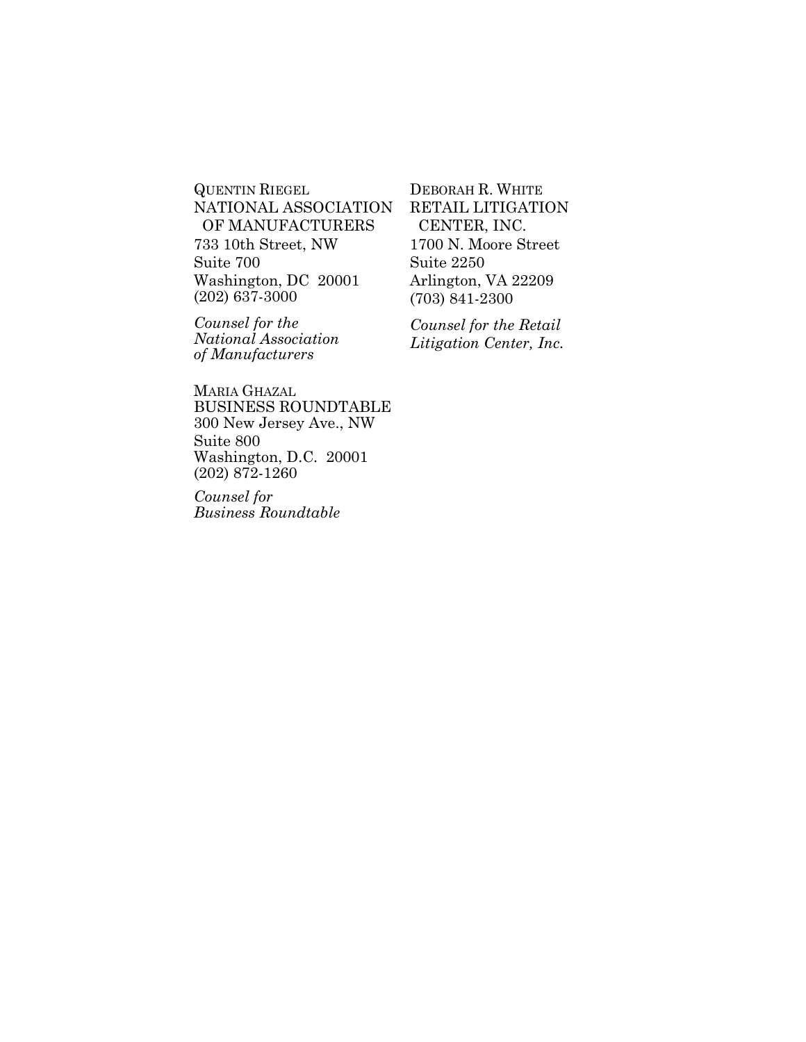QUENTIN RIEGEL
NATIONAL ASSOCIATION
OF MANUFACTURERS
733 10th Street, NW
Suite 700
Washington, DC 20001
(202) 637-3000

*Counsel for the National Association of Manufacturers*

DEBORAH R. WHITE
RETAIL LITIGATION
CENTER, INC.
1700 N. Moore Street
Suite 2250
Arlington, VA 22209
(703) 841-2300

*Counsel for the Retail Litigation Center, Inc.*

MARIA GHAZAL
BUSINESS ROUNDTABLE
300 New Jersey Ave., NW
Suite 800
Washington, D.C. 20001
(202) 872-1260

*Counsel for Business Roundtable*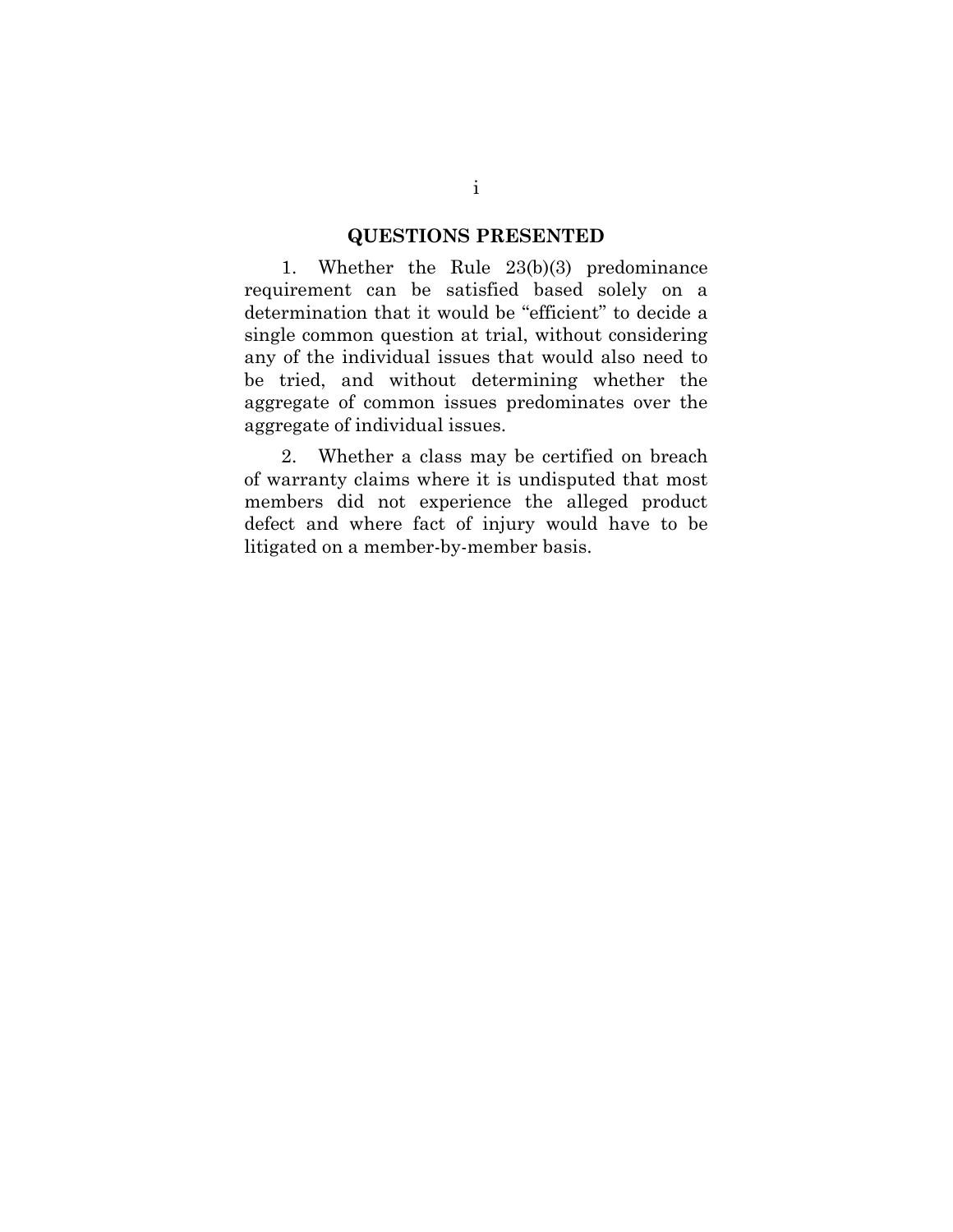## QUESTIONS PRESENTED

1. Whether the Rule 23(b)(3) predominance requirement can be satisfied based solely on a determination that it would be "efficient" to decide a single common question at trial, without considering any of the individual issues that would also need to be tried, and without determining whether the aggregate of common issues predominates over the aggregate of individual issues.

2. Whether a class may be certified on breach of warranty claims where it is undisputed that most members did not experience the alleged product defect and where fact of injury would have to be litigated on a member-by-member basis.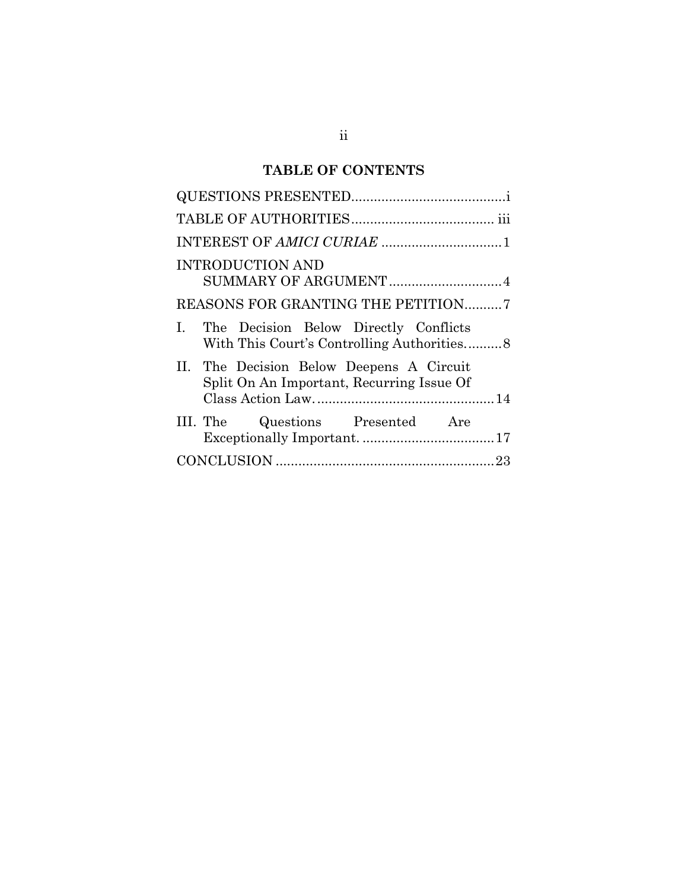## TABLE OF CONTENTS

| | |
|---|---|
| QUESTIONS PRESENTED | i |
| TABLE OF AUTHORITIES | iii |
| INTEREST OF *AMICI CURIAE* | 1 |
| INTRODUCTION AND SUMMARY OF ARGUMENT | 4 |
| REASONS FOR GRANTING THE PETITION | 7 |
| I. The Decision Below Directly Conflicts With This Court's Controlling Authorities. | 8 |
| II. The Decision Below Deepens A Circuit Split On An Important, Recurring Issue Of Class Action Law. | 14 |
| III. The Questions Presented Are Exceptionally Important. | 17 |
| CONCLUSION | 23 |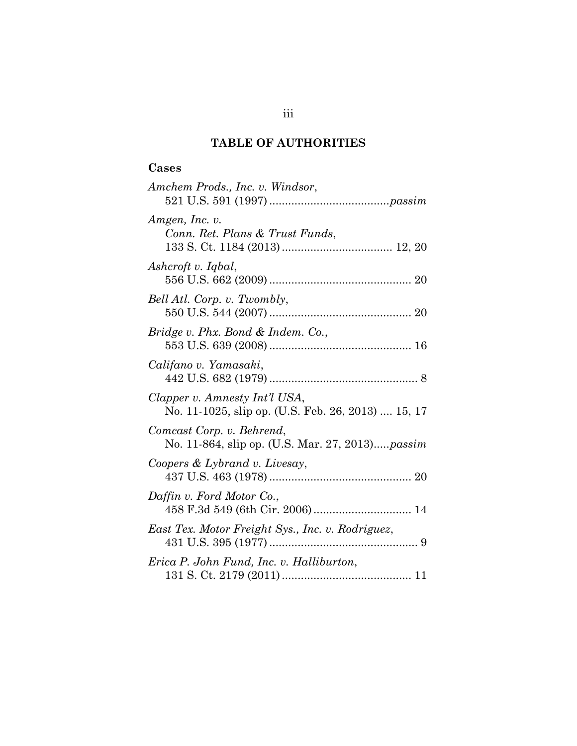## TABLE OF AUTHORITIES

### Cases

*Amchem Prods., Inc. v. Windsor*,
521 U.S. 591 (1997) ....................................*passim*

*Amgen, Inc. v.*
*Conn. Ret. Plans & Trust Funds*,
133 S. Ct. 1184 (2013) .................................. 12, 20

*Ashcroft v. Iqbal*,
556 U.S. 662 (2009) ............................................ 20

*Bell Atl. Corp. v. Twombly*,
550 U.S. 544 (2007) ............................................ 20

*Bridge v. Phx. Bond & Indem. Co.*,
553 U.S. 639 (2008) ............................................ 16

*Califano v. Yamasaki*,
442 U.S. 682 (1979) .............................................. 8

*Clapper v. Amnesty Int'l USA*,
No. 11-1025, slip op. (U.S. Feb. 26, 2013) .... 15, 17

*Comcast Corp. v. Behrend*,
No. 11-864, slip op. (U.S. Mar. 27, 2013).....*passim*

*Coopers & Lybrand v. Livesay*,
437 U.S. 463 (1978) ............................................ 20

*Daffin v. Ford Motor Co.*,
458 F.3d 549 (6th Cir. 2006) .............................. 14

*East Tex. Motor Freight Sys., Inc. v. Rodriguez*,
431 U.S. 395 (1977) .............................................. 9

*Erica P. John Fund, Inc. v. Halliburton*,
131 S. Ct. 2179 (2011) ........................................ 11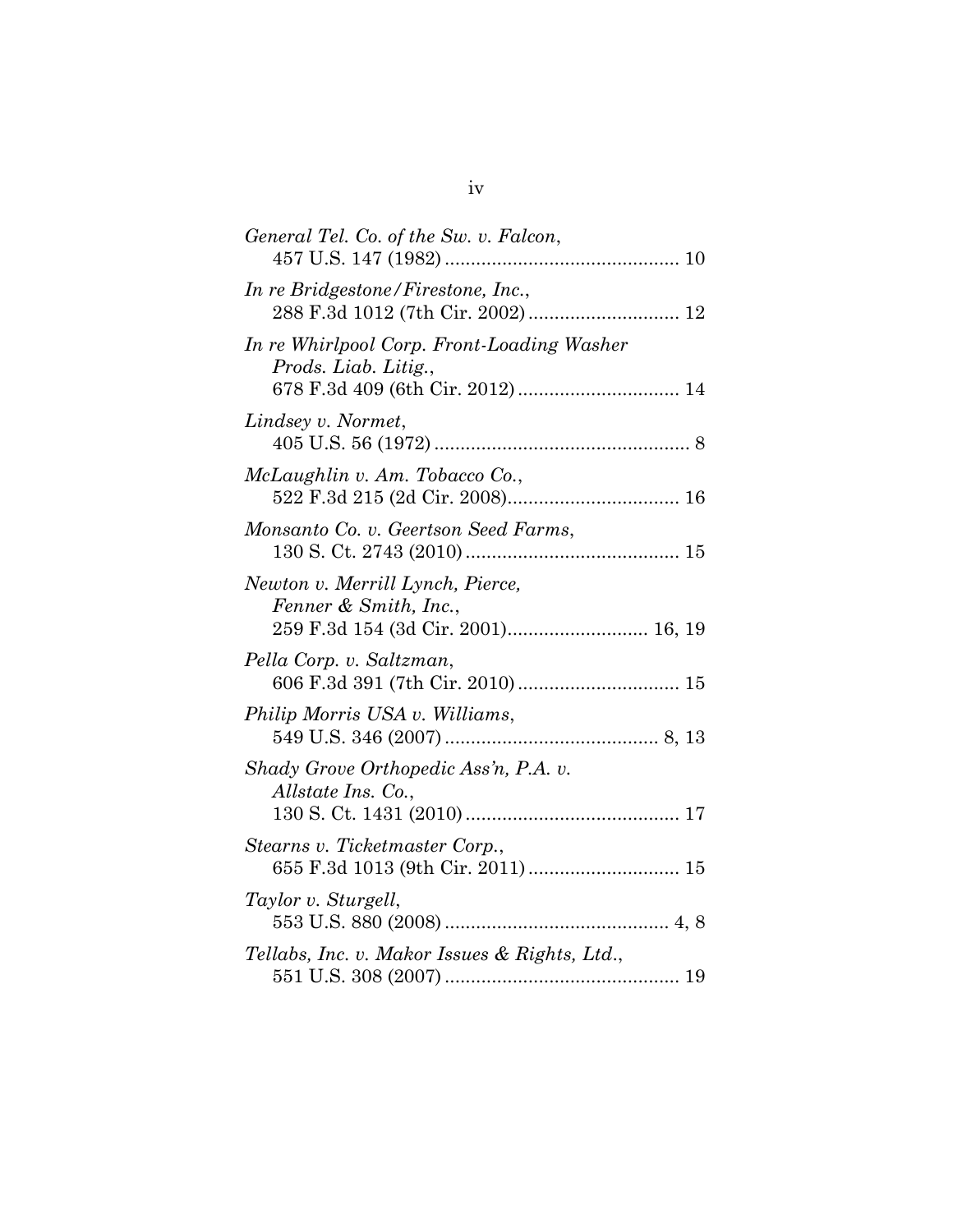*General Tel. Co. of the Sw. v. Falcon*,
457 U.S. 147 (1982) ............................................ 10

*In re Bridgestone/Firestone, Inc.*,
288 F.3d 1012 (7th Cir. 2002) ............................ 12

*In re Whirlpool Corp. Front-Loading Washer Prods. Liab. Litig.*,
678 F.3d 409 (6th Cir. 2012) .............................. 14

*Lindsey v. Normet*,
405 U.S. 56 (1972) ................................................ 8

*McLaughlin v. Am. Tobacco Co.*,
522 F.3d 215 (2d Cir. 2008)................................ 16

*Monsanto Co. v. Geertson Seed Farms*,
130 S. Ct. 2743 (2010) ........................................ 15

*Newton v. Merrill Lynch, Pierce, Fenner & Smith, Inc.*,
259 F.3d 154 (3d Cir. 2001).......................... 16, 19

*Pella Corp. v. Saltzman*,
606 F.3d 391 (7th Cir. 2010) .............................. 15

*Philip Morris USA v. Williams*,
549 U.S. 346 (2007) ........................................ 8, 13

*Shady Grove Orthopedic Ass'n, P.A. v. Allstate Ins. Co.*,
130 S. Ct. 1431 (2010) ........................................ 17

*Stearns v. Ticketmaster Corp.*,
655 F.3d 1013 (9th Cir. 2011) ............................ 15

*Taylor v. Sturgell*,
553 U.S. 880 (2008) .......................................... 4, 8

*Tellabs, Inc. v. Makor Issues & Rights, Ltd.*,
551 U.S. 308 (2007) ............................................ 19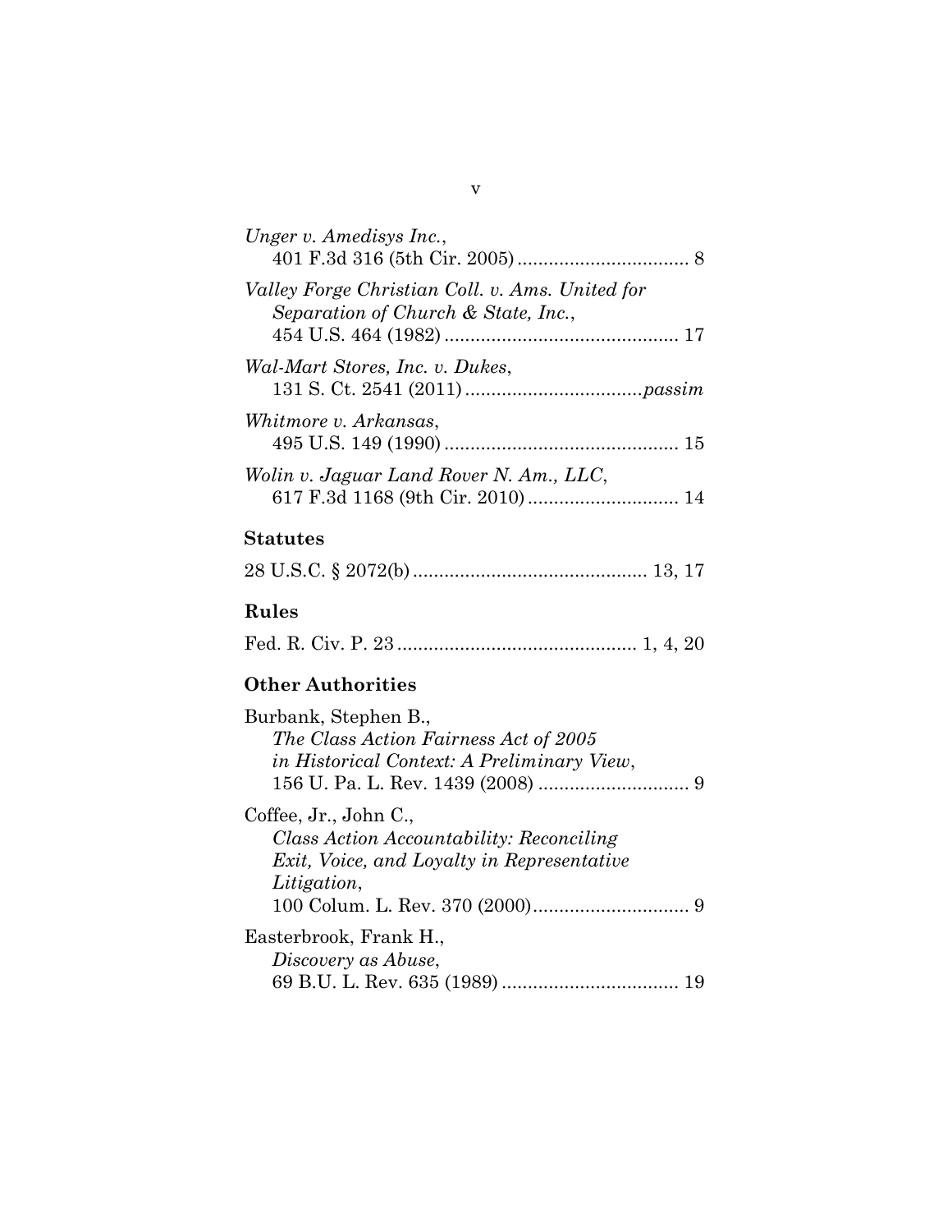*Unger v. Amedisys Inc.*,
401 F.3d 316 (5th Cir. 2005) ................................ 8

*Valley Forge Christian Coll. v. Ams. United for Separation of Church & State, Inc.*,
454 U.S. 464 (1982) ............................................ 17

*Wal-Mart Stores, Inc. v. Dukes*,
131 S. Ct. 2541 (2011) .................................*passim*

*Whitmore v. Arkansas*,
495 U.S. 149 (1990) ............................................ 15

*Wolin v. Jaguar Land Rover N. Am., LLC*,
617 F.3d 1168 (9th Cir. 2010) ............................ 14

**Statutes**

28 U.S.C. § 2072(b) ............................................ 13, 17

**Rules**

Fed. R. Civ. P. 23 ............................................. 1, 4, 20

**Other Authorities**

Burbank, Stephen B.,
*The Class Action Fairness Act of 2005 in Historical Context: A Preliminary View*,
156 U. Pa. L. Rev. 1439 (2008) ............................ 9

Coffee, Jr., John C.,
*Class Action Accountability: Reconciling Exit, Voice, and Loyalty in Representative Litigation*,
100 Colum. L. Rev. 370 (2000).............................. 9

Easterbrook, Frank H.,
*Discovery as Abuse*,
69 B.U. L. Rev. 635 (1989) .................................. 19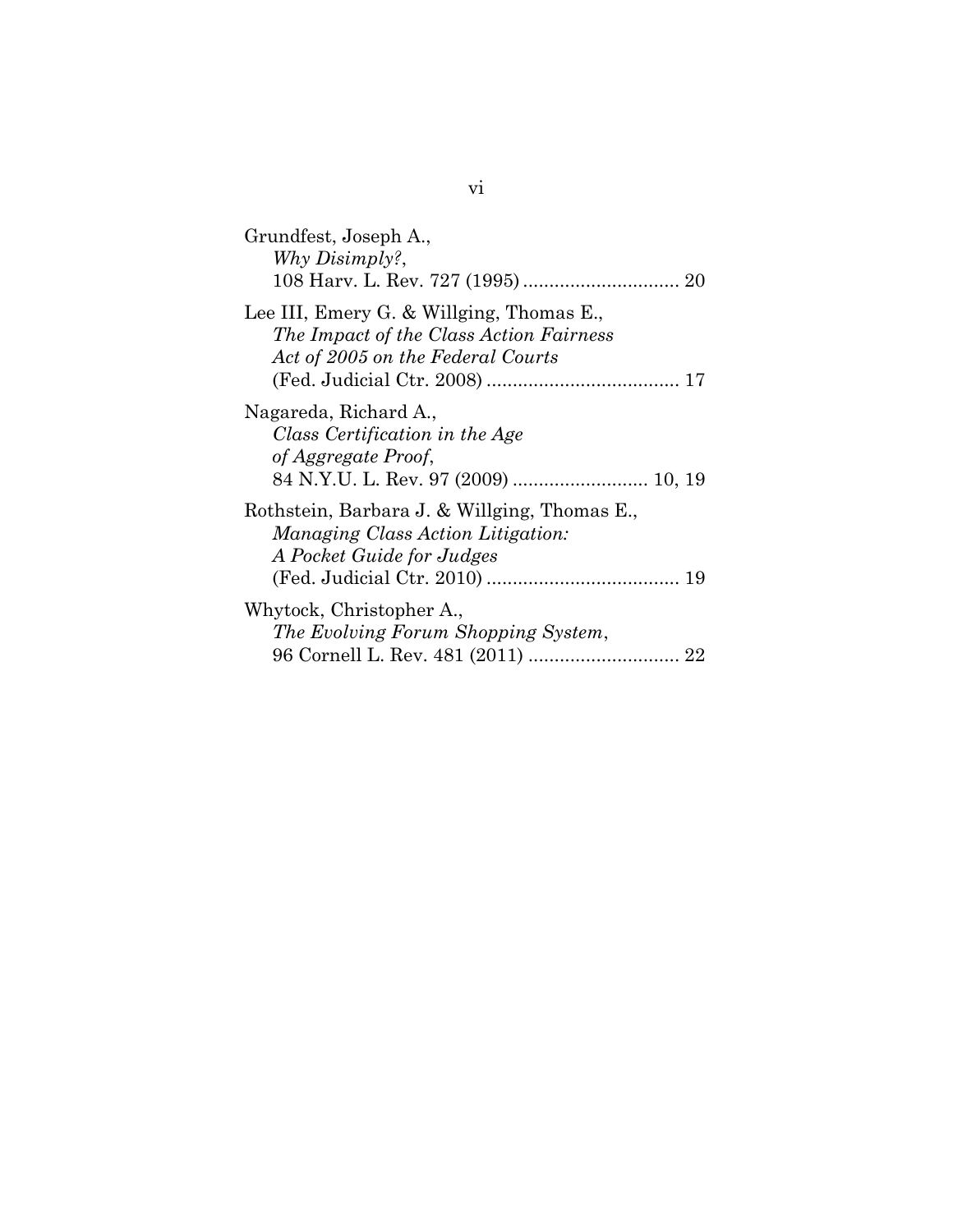Grundfest, Joseph A.,
*Why Disimply?*,
108 Harv. L. Rev. 727 (1995) .............................. 20

Lee III, Emery G. & Willging, Thomas E.,
*The Impact of the Class Action Fairness Act of 2005 on the Federal Courts*
(Fed. Judicial Ctr. 2008) ..................................... 17

Nagareda, Richard A.,
*Class Certification in the Age of Aggregate Proof*,
84 N.Y.U. L. Rev. 97 (2009) .......................... 10, 19

Rothstein, Barbara J. & Willging, Thomas E.,
*Managing Class Action Litigation: A Pocket Guide for Judges*
(Fed. Judicial Ctr. 2010) ..................................... 19

Whytock, Christopher A.,
*The Evolving Forum Shopping System*,
96 Cornell L. Rev. 481 (2011) ............................. 22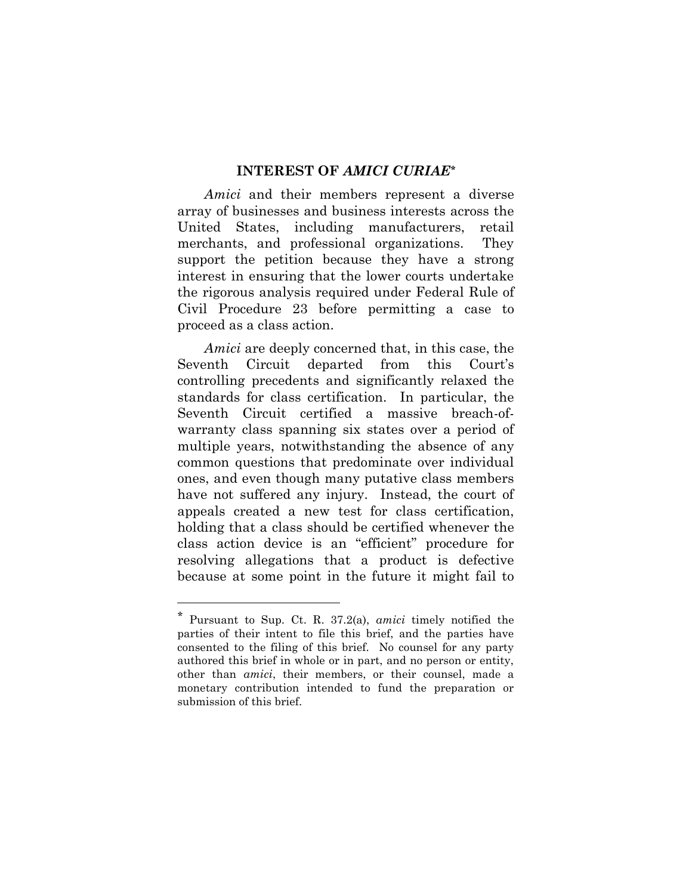## INTEREST OF *AMICI CURIAE*[*]

*Amici* and their members represent a diverse array of businesses and business interests across the United States, including manufacturers, retail merchants, and professional organizations. They support the petition because they have a strong interest in ensuring that the lower courts undertake the rigorous analysis required under Federal Rule of Civil Procedure 23 before permitting a case to proceed as a class action.

*Amici* are deeply concerned that, in this case, the Seventh Circuit departed from this Court's controlling precedents and significantly relaxed the standards for class certification. In particular, the Seventh Circuit certified a massive breach-of-warranty class spanning six states over a period of multiple years, notwithstanding the absence of any common questions that predominate over individual ones, and even though many putative class members have not suffered any injury. Instead, the court of appeals created a new test for class certification, holding that a class should be certified whenever the class action device is an "efficient" procedure for resolving allegations that a product is defective because at some point in the future it might fail to

---

[*] Pursuant to Sup. Ct. R. 37.2(a), *amici* timely notified the parties of their intent to file this brief, and the parties have consented to the filing of this brief. No counsel for any party authored this brief in whole or in part, and no person or entity, other than *amici*, their members, or their counsel, made a monetary contribution intended to fund the preparation or submission of this brief.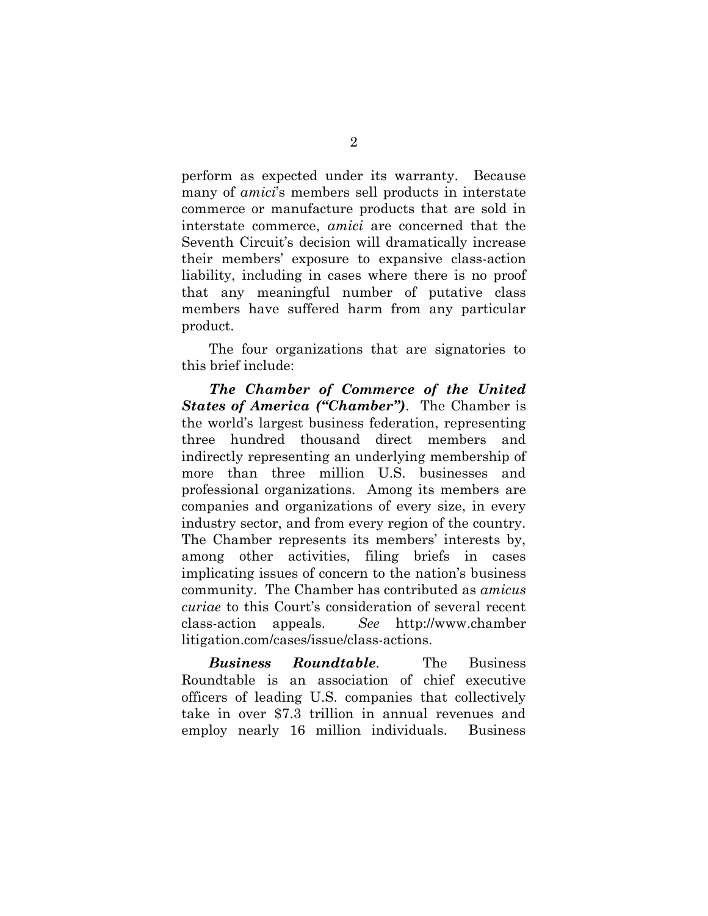perform as expected under its warranty. Because many of *amici*'s members sell products in interstate commerce or manufacture products that are sold in interstate commerce, *amici* are concerned that the Seventh Circuit's decision will dramatically increase their members' exposure to expansive class-action liability, including in cases where there is no proof that any meaningful number of putative class members have suffered harm from any particular product.

The four organizations that are signatories to this brief include:

***The Chamber of Commerce of the United States of America ("Chamber")***. The Chamber is the world's largest business federation, representing three hundred thousand direct members and indirectly representing an underlying membership of more than three million U.S. businesses and professional organizations. Among its members are companies and organizations of every size, in every industry sector, and from every region of the country. The Chamber represents its members' interests by, among other activities, filing briefs in cases implicating issues of concern to the nation's business community. The Chamber has contributed as *amicus curiae* to this Court's consideration of several recent class-action appeals. *See* http://www.chamberlitigation.com/cases/issue/class-actions.

***Business Roundtable***. The Business Roundtable is an association of chief executive officers of leading U.S. companies that collectively take in over $7.3 trillion in annual revenues and employ nearly 16 million individuals. Business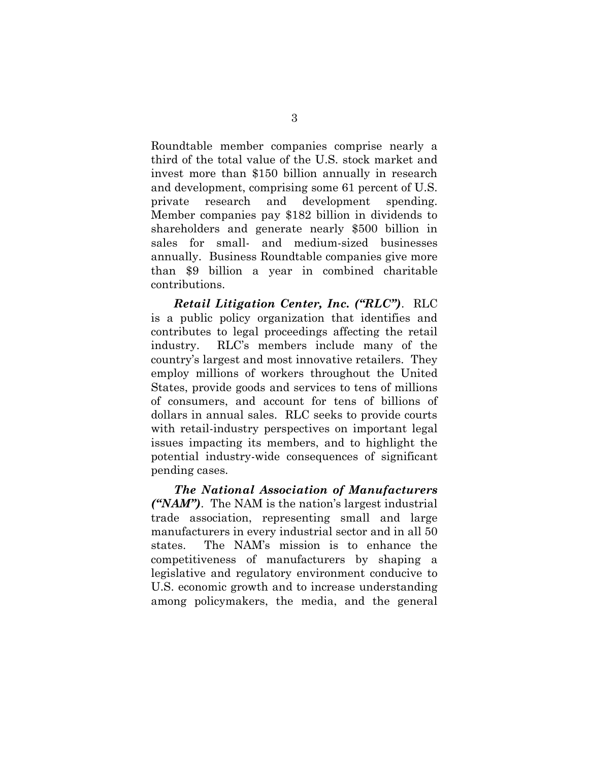Roundtable member companies comprise nearly a third of the total value of the U.S. stock market and invest more than $150 billion annually in research and development, comprising some 61 percent of U.S. private research and development spending. Member companies pay $182 billion in dividends to shareholders and generate nearly $500 billion in sales for small- and medium-sized businesses annually. Business Roundtable companies give more than $9 billion a year in combined charitable contributions.

***Retail Litigation Center, Inc. ("RLC")***. RLC is a public policy organization that identifies and contributes to legal proceedings affecting the retail industry. RLC's members include many of the country's largest and most innovative retailers. They employ millions of workers throughout the United States, provide goods and services to tens of millions of consumers, and account for tens of billions of dollars in annual sales. RLC seeks to provide courts with retail-industry perspectives on important legal issues impacting its members, and to highlight the potential industry-wide consequences of significant pending cases.

***The National Association of Manufacturers ("NAM")***. The NAM is the nation's largest industrial trade association, representing small and large manufacturers in every industrial sector and in all 50 states. The NAM's mission is to enhance the competitiveness of manufacturers by shaping a legislative and regulatory environment conducive to U.S. economic growth and to increase understanding among policymakers, the media, and the general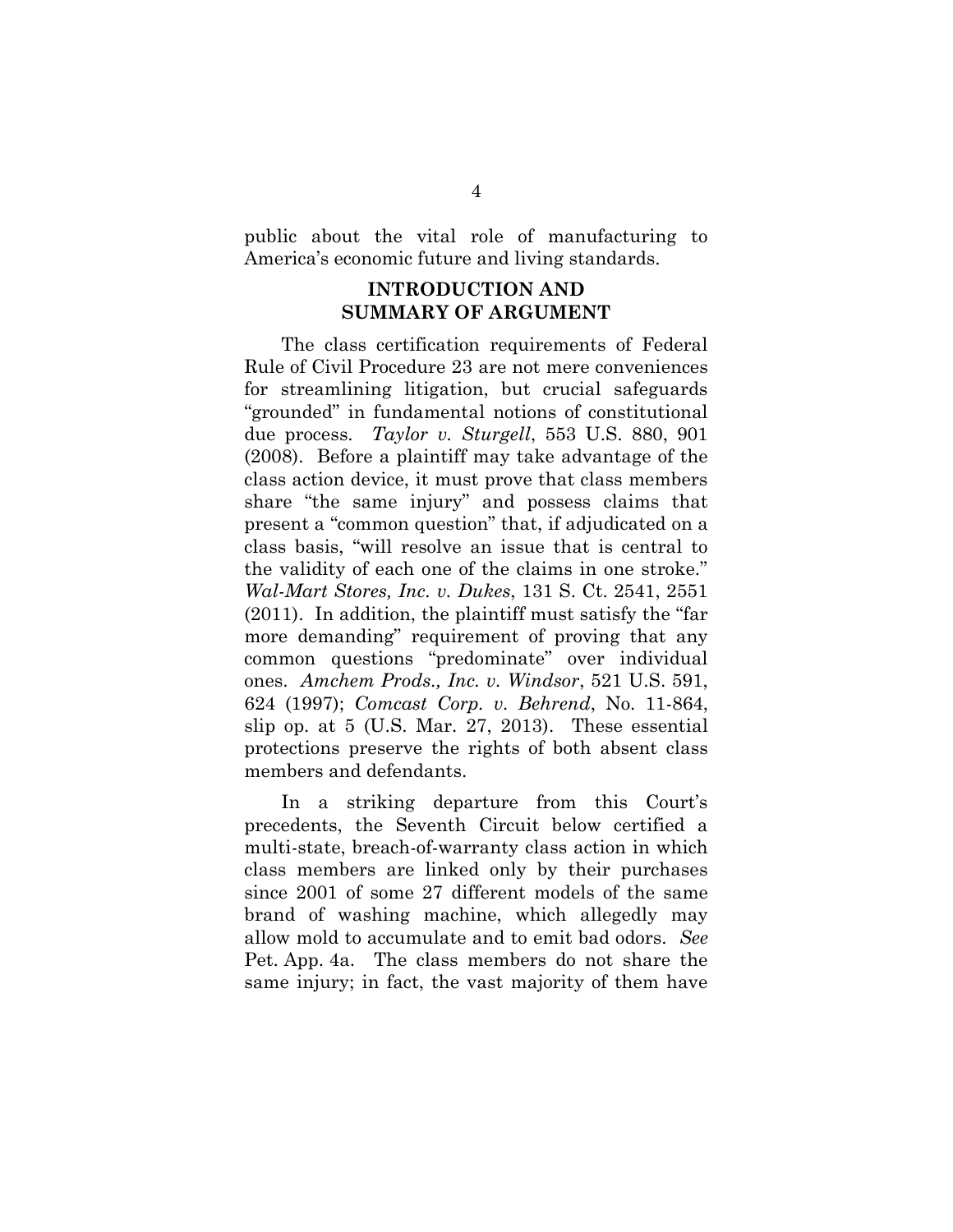public about the vital role of manufacturing to America's economic future and living standards.

## INTRODUCTION AND SUMMARY OF ARGUMENT

The class certification requirements of Federal Rule of Civil Procedure 23 are not mere conveniences for streamlining litigation, but crucial safeguards "grounded" in fundamental notions of constitutional due process. *Taylor v. Sturgell*, 553 U.S. 880, 901 (2008). Before a plaintiff may take advantage of the class action device, it must prove that class members share "the same injury" and possess claims that present a "common question" that, if adjudicated on a class basis, "will resolve an issue that is central to the validity of each one of the claims in one stroke." *Wal-Mart Stores, Inc. v. Dukes*, 131 S. Ct. 2541, 2551 (2011). In addition, the plaintiff must satisfy the "far more demanding" requirement of proving that any common questions "predominate" over individual ones. *Amchem Prods., Inc. v. Windsor*, 521 U.S. 591, 624 (1997); *Comcast Corp. v. Behrend*, No. 11-864, slip op. at 5 (U.S. Mar. 27, 2013). These essential protections preserve the rights of both absent class members and defendants.

In a striking departure from this Court's precedents, the Seventh Circuit below certified a multi-state, breach-of-warranty class action in which class members are linked only by their purchases since 2001 of some 27 different models of the same brand of washing machine, which allegedly may allow mold to accumulate and to emit bad odors. *See* Pet. App. 4a. The class members do not share the same injury; in fact, the vast majority of them have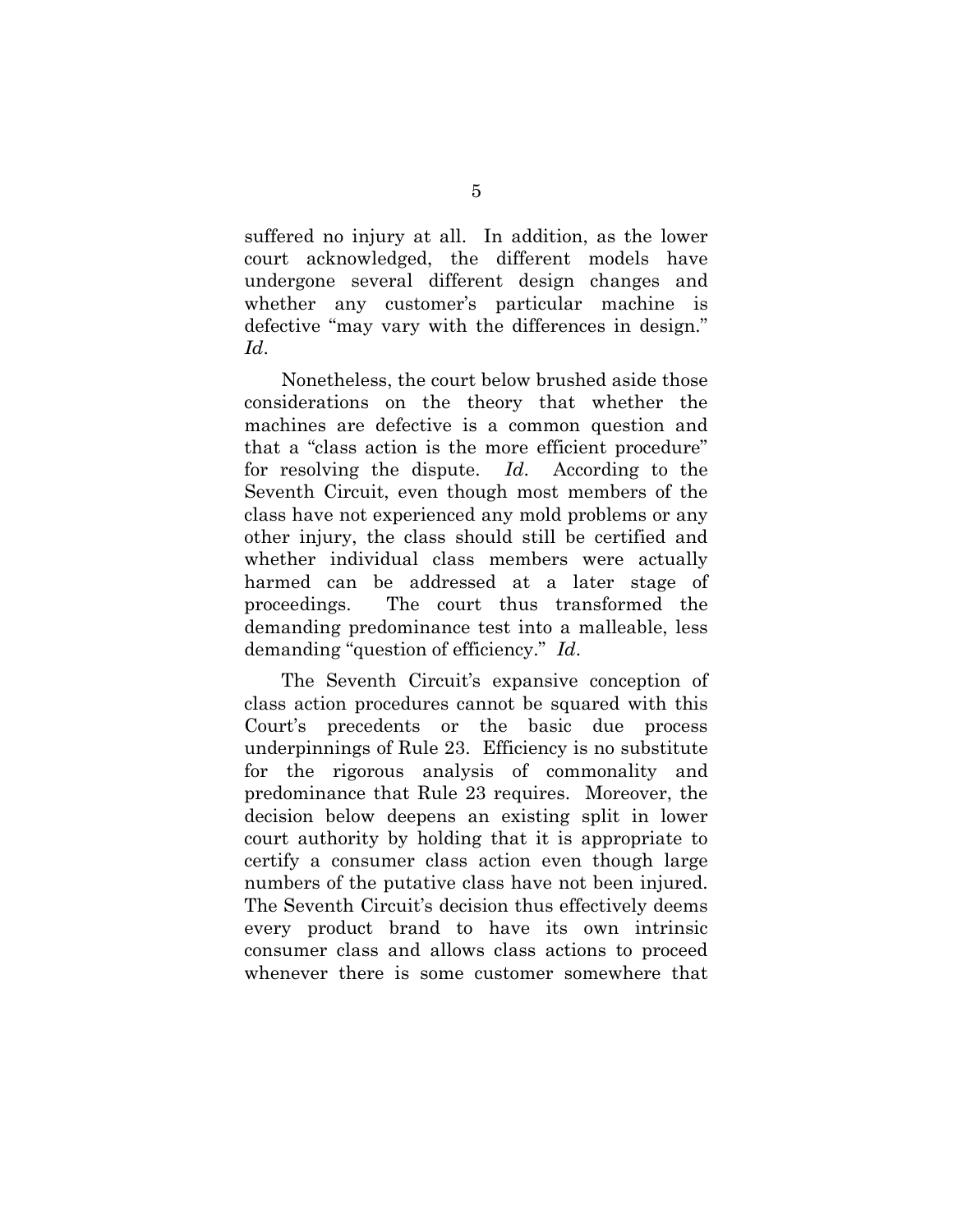suffered no injury at all. In addition, as the lower court acknowledged, the different models have undergone several different design changes and whether any customer's particular machine is defective "may vary with the differences in design." *Id*.

Nonetheless, the court below brushed aside those considerations on the theory that whether the machines are defective is a common question and that a "class action is the more efficient procedure" for resolving the dispute. *Id*. According to the Seventh Circuit, even though most members of the class have not experienced any mold problems or any other injury, the class should still be certified and whether individual class members were actually harmed can be addressed at a later stage of proceedings. The court thus transformed the demanding predominance test into a malleable, less demanding "question of efficiency." *Id*.

The Seventh Circuit's expansive conception of class action procedures cannot be squared with this Court's precedents or the basic due process underpinnings of Rule 23. Efficiency is no substitute for the rigorous analysis of commonality and predominance that Rule 23 requires. Moreover, the decision below deepens an existing split in lower court authority by holding that it is appropriate to certify a consumer class action even though large numbers of the putative class have not been injured. The Seventh Circuit's decision thus effectively deems every product brand to have its own intrinsic consumer class and allows class actions to proceed whenever there is some customer somewhere that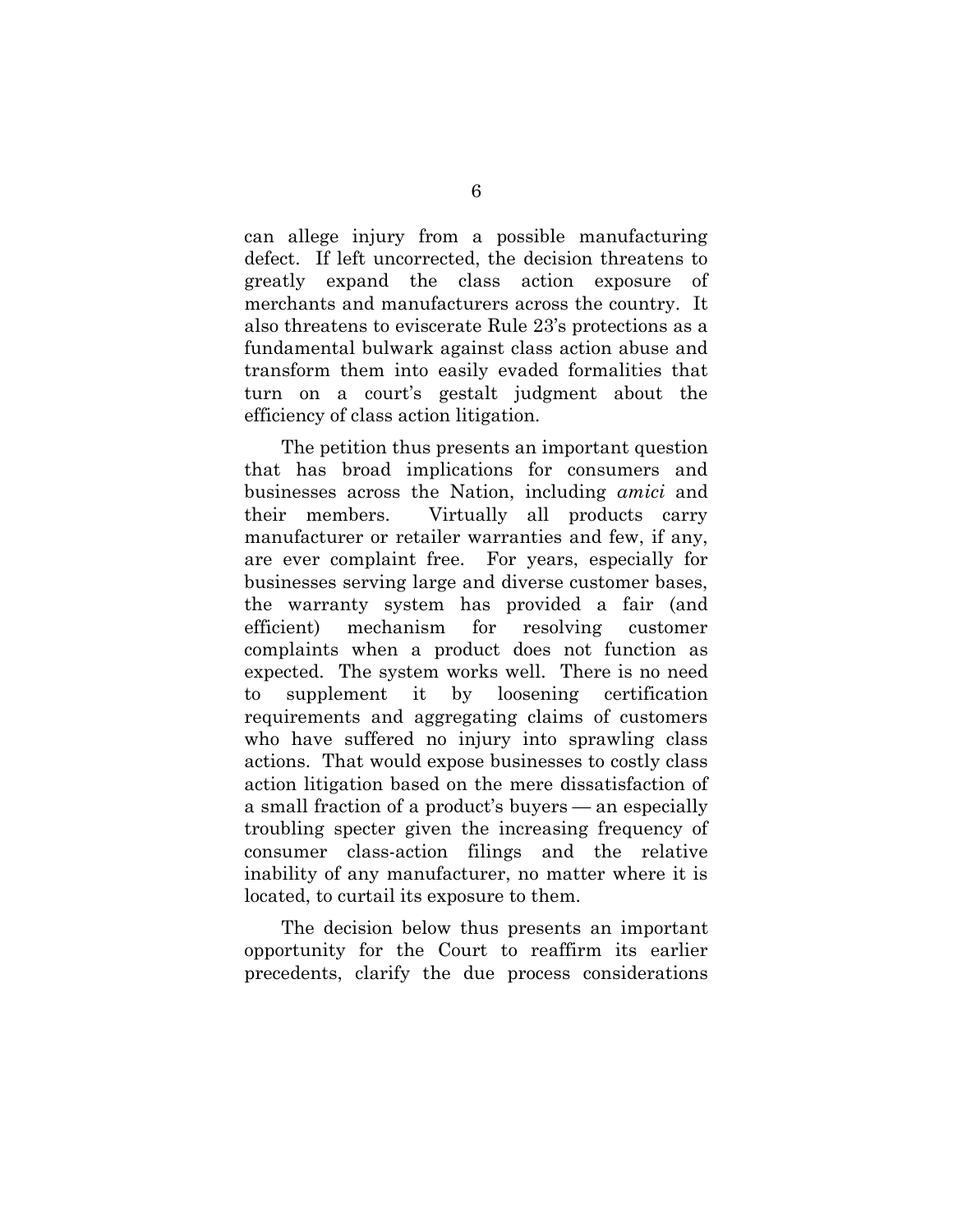can allege injury from a possible manufacturing defect. If left uncorrected, the decision threatens to greatly expand the class action exposure of merchants and manufacturers across the country. It also threatens to eviscerate Rule 23's protections as a fundamental bulwark against class action abuse and transform them into easily evaded formalities that turn on a court's gestalt judgment about the efficiency of class action litigation.

The petition thus presents an important question that has broad implications for consumers and businesses across the Nation, including *amici* and their members. Virtually all products carry manufacturer or retailer warranties and few, if any, are ever complaint free. For years, especially for businesses serving large and diverse customer bases, the warranty system has provided a fair (and efficient) mechanism for resolving customer complaints when a product does not function as expected. The system works well. There is no need to supplement it by loosening certification requirements and aggregating claims of customers who have suffered no injury into sprawling class actions. That would expose businesses to costly class action litigation based on the mere dissatisfaction of a small fraction of a product's buyers — an especially troubling specter given the increasing frequency of consumer class-action filings and the relative inability of any manufacturer, no matter where it is located, to curtail its exposure to them.

The decision below thus presents an important opportunity for the Court to reaffirm its earlier precedents, clarify the due process considerations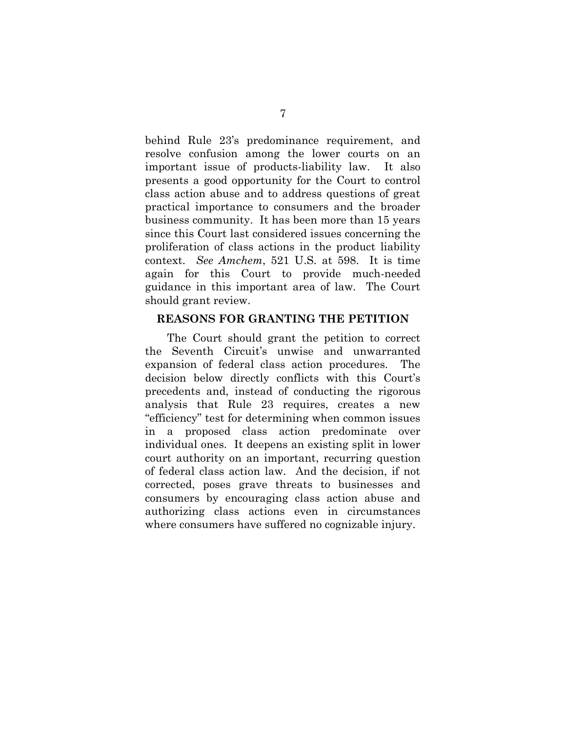behind Rule 23's predominance requirement, and resolve confusion among the lower courts on an important issue of products-liability law. It also presents a good opportunity for the Court to control class action abuse and to address questions of great practical importance to consumers and the broader business community. It has been more than 15 years since this Court last considered issues concerning the proliferation of class actions in the product liability context. *See Amchem*, 521 U.S. at 598. It is time again for this Court to provide much-needed guidance in this important area of law. The Court should grant review.

## REASONS FOR GRANTING THE PETITION

The Court should grant the petition to correct the Seventh Circuit's unwise and unwarranted expansion of federal class action procedures. The decision below directly conflicts with this Court's precedents and, instead of conducting the rigorous analysis that Rule 23 requires, creates a new "efficiency" test for determining when common issues in a proposed class action predominate over individual ones. It deepens an existing split in lower court authority on an important, recurring question of federal class action law. And the decision, if not corrected, poses grave threats to businesses and consumers by encouraging class action abuse and authorizing class actions even in circumstances where consumers have suffered no cognizable injury.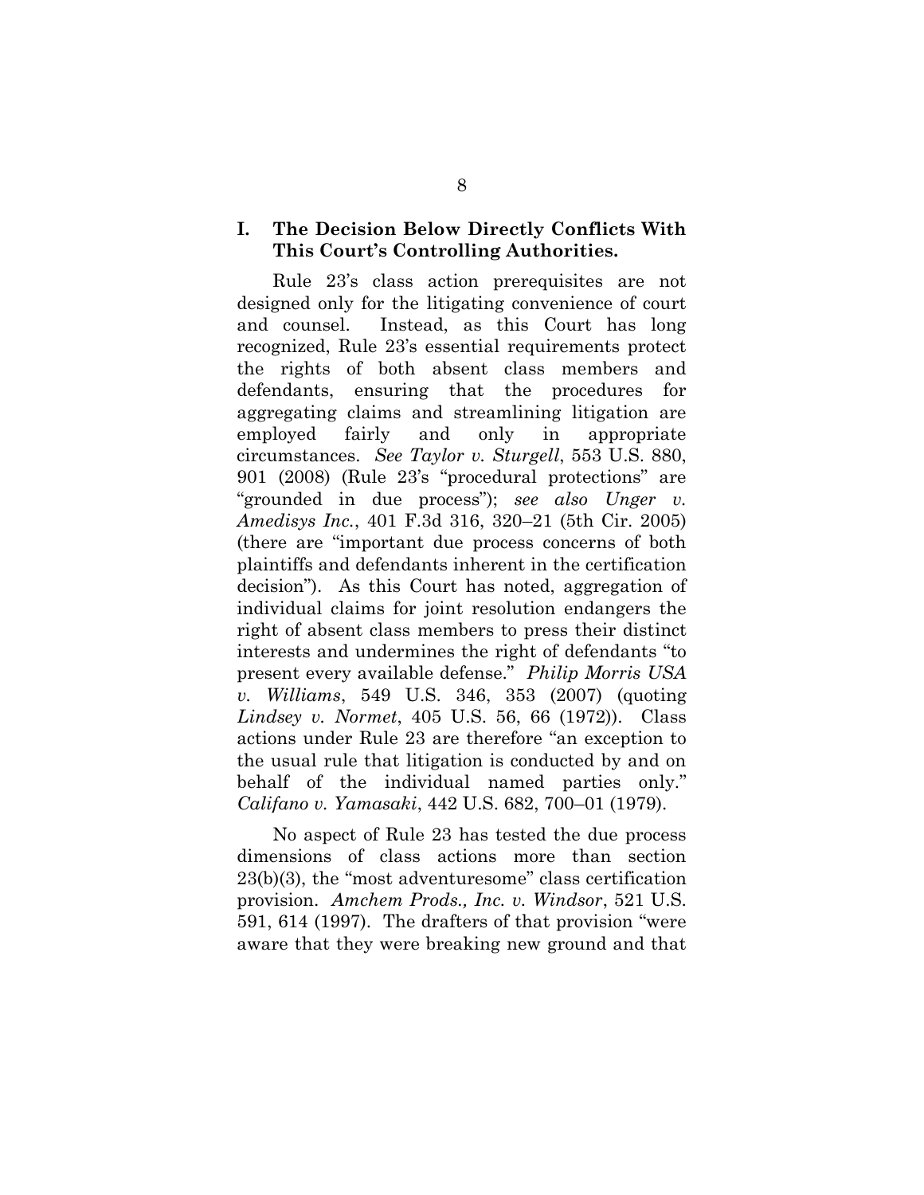## I. The Decision Below Directly Conflicts With This Court's Controlling Authorities.

Rule 23's class action prerequisites are not designed only for the litigating convenience of court and counsel. Instead, as this Court has long recognized, Rule 23's essential requirements protect the rights of both absent class members and defendants, ensuring that the procedures for aggregating claims and streamlining litigation are employed fairly and only in appropriate circumstances. *See Taylor v. Sturgell*, 553 U.S. 880, 901 (2008) (Rule 23's "procedural protections" are "grounded in due process"); *see also Unger v. Amedisys Inc.*, 401 F.3d 316, 320–21 (5th Cir. 2005) (there are "important due process concerns of both plaintiffs and defendants inherent in the certification decision"). As this Court has noted, aggregation of individual claims for joint resolution endangers the right of absent class members to press their distinct interests and undermines the right of defendants "to present every available defense." *Philip Morris USA v. Williams*, 549 U.S. 346, 353 (2007) (quoting *Lindsey v. Normet*, 405 U.S. 56, 66 (1972)). Class actions under Rule 23 are therefore "an exception to the usual rule that litigation is conducted by and on behalf of the individual named parties only." *Califano v. Yamasaki*, 442 U.S. 682, 700–01 (1979).

No aspect of Rule 23 has tested the due process dimensions of class actions more than section 23(b)(3), the "most adventuresome" class certification provision. *Amchem Prods., Inc. v. Windsor*, 521 U.S. 591, 614 (1997). The drafters of that provision "were aware that they were breaking new ground and that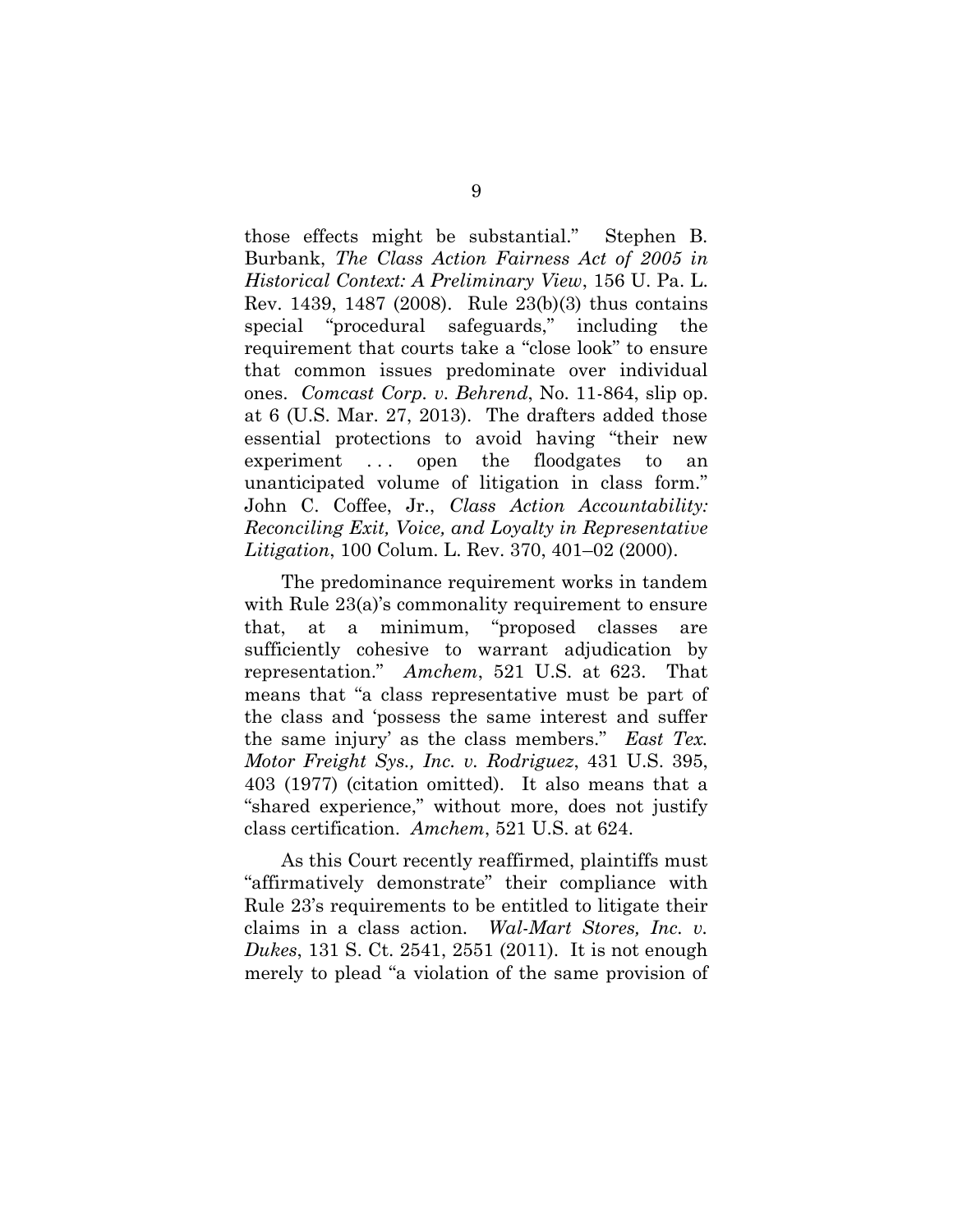those effects might be substantial." Stephen B. Burbank, *The Class Action Fairness Act of 2005 in Historical Context: A Preliminary View*, 156 U. Pa. L. Rev. 1439, 1487 (2008). Rule 23(b)(3) thus contains special "procedural safeguards," including the requirement that courts take a "close look" to ensure that common issues predominate over individual ones. *Comcast Corp. v. Behrend*, No. 11-864, slip op. at 6 (U.S. Mar. 27, 2013). The drafters added those essential protections to avoid having "their new experiment . . . open the floodgates to an unanticipated volume of litigation in class form." John C. Coffee, Jr., *Class Action Accountability: Reconciling Exit, Voice, and Loyalty in Representative Litigation*, 100 Colum. L. Rev. 370, 401–02 (2000).

The predominance requirement works in tandem with Rule 23(a)'s commonality requirement to ensure that, at a minimum, "proposed classes are sufficiently cohesive to warrant adjudication by representation." *Amchem*, 521 U.S. at 623. That means that "a class representative must be part of the class and 'possess the same interest and suffer the same injury' as the class members." *East Tex. Motor Freight Sys., Inc. v. Rodriguez*, 431 U.S. 395, 403 (1977) (citation omitted). It also means that a "shared experience," without more, does not justify class certification. *Amchem*, 521 U.S. at 624.

As this Court recently reaffirmed, plaintiffs must "affirmatively demonstrate" their compliance with Rule 23's requirements to be entitled to litigate their claims in a class action. *Wal-Mart Stores, Inc. v. Dukes*, 131 S. Ct. 2541, 2551 (2011). It is not enough merely to plead "a violation of the same provision of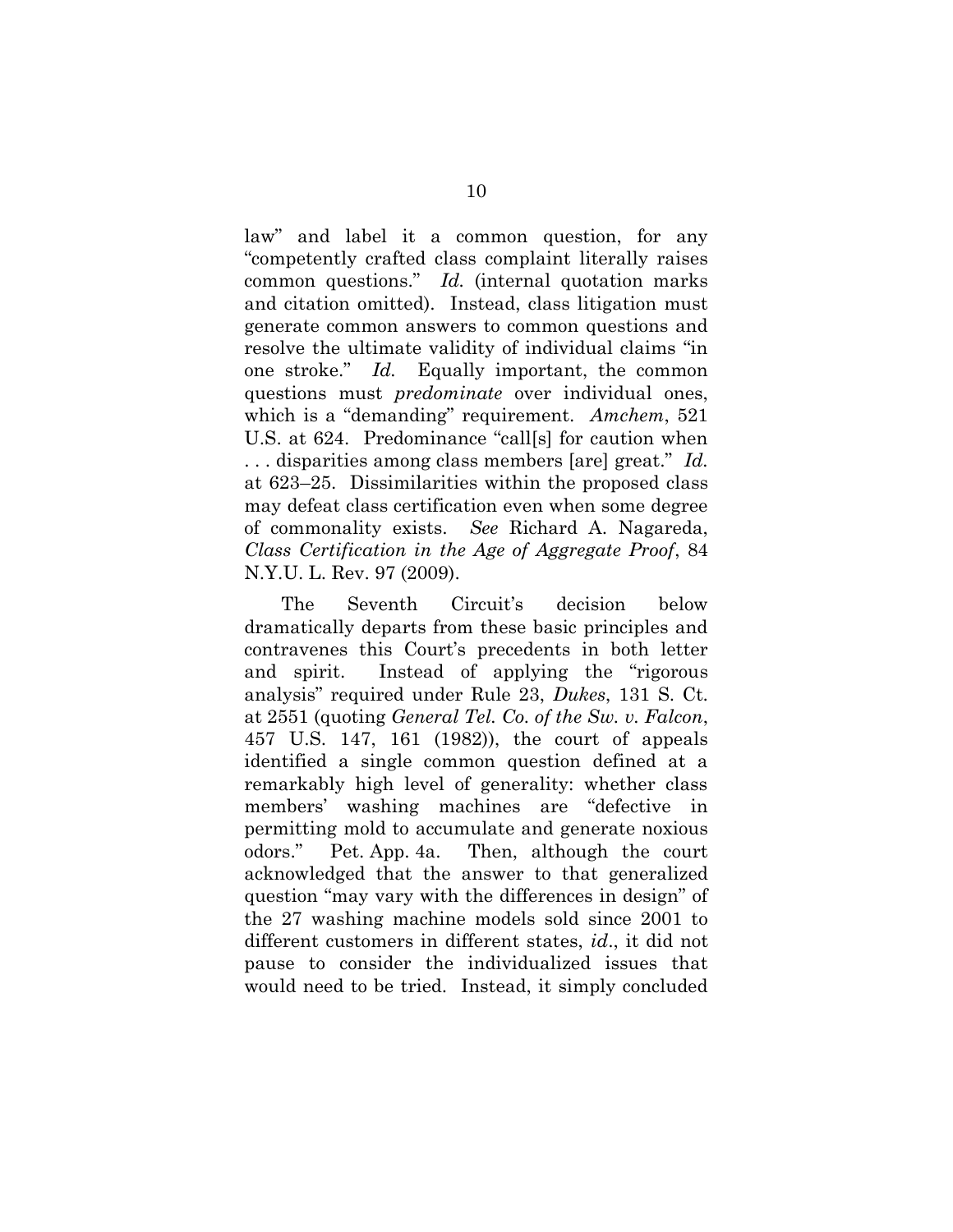law" and label it a common question, for any "competently crafted class complaint literally raises common questions." *Id.* (internal quotation marks and citation omitted). Instead, class litigation must generate common answers to common questions and resolve the ultimate validity of individual claims "in one stroke." *Id.* Equally important, the common questions must *predominate* over individual ones, which is a "demanding" requirement. *Amchem*, 521 U.S. at 624. Predominance "call[s] for caution when . . . disparities among class members [are] great." *Id.* at 623–25. Dissimilarities within the proposed class may defeat class certification even when some degree of commonality exists. *See* Richard A. Nagareda, *Class Certification in the Age of Aggregate Proof*, 84 N.Y.U. L. Rev. 97 (2009).

The Seventh Circuit's decision below dramatically departs from these basic principles and contravenes this Court's precedents in both letter and spirit. Instead of applying the "rigorous analysis" required under Rule 23, *Dukes*, 131 S. Ct. at 2551 (quoting *General Tel. Co. of the Sw. v. Falcon*, 457 U.S. 147, 161 (1982)), the court of appeals identified a single common question defined at a remarkably high level of generality: whether class members' washing machines are "defective in permitting mold to accumulate and generate noxious odors." Pet. App. 4a. Then, although the court acknowledged that the answer to that generalized question "may vary with the differences in design" of the 27 washing machine models sold since 2001 to different customers in different states, *id*., it did not pause to consider the individualized issues that would need to be tried. Instead, it simply concluded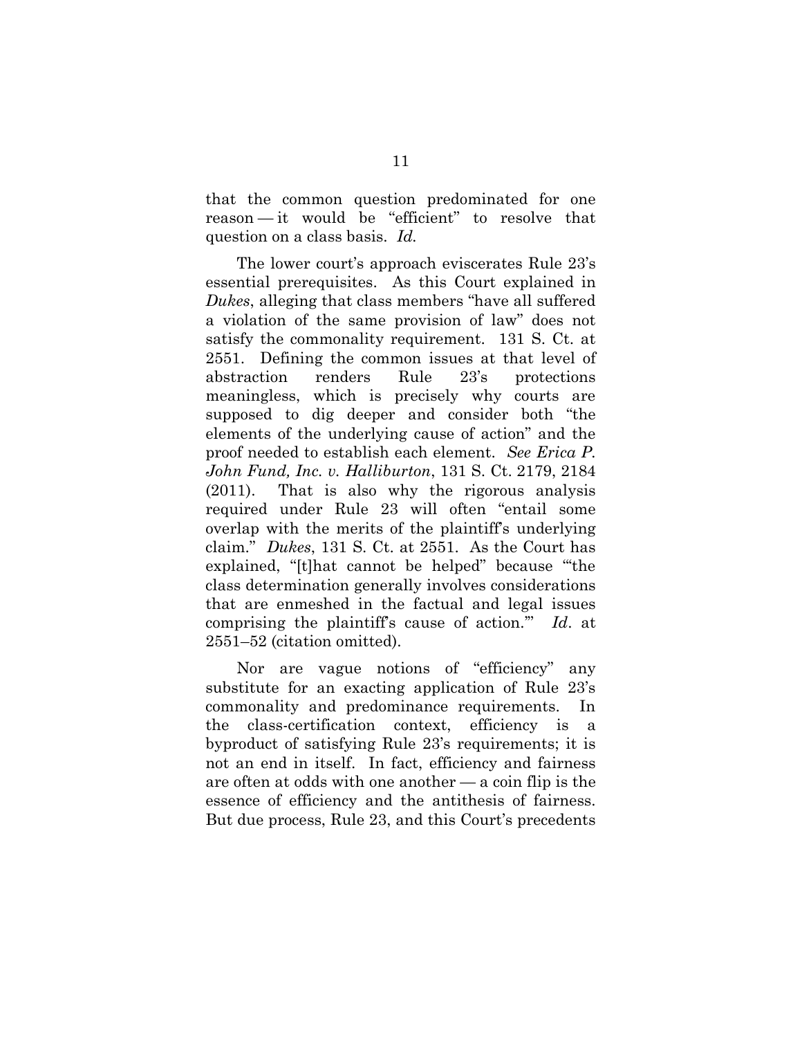that the common question predominated for one reason — it would be "efficient" to resolve that question on a class basis. *Id.*

The lower court's approach eviscerates Rule 23's essential prerequisites. As this Court explained in *Dukes*, alleging that class members "have all suffered a violation of the same provision of law" does not satisfy the commonality requirement. 131 S. Ct. at 2551. Defining the common issues at that level of abstraction renders Rule 23's protections meaningless, which is precisely why courts are supposed to dig deeper and consider both "the elements of the underlying cause of action" and the proof needed to establish each element. *See Erica P. John Fund, Inc. v. Halliburton*, 131 S. Ct. 2179, 2184 (2011). That is also why the rigorous analysis required under Rule 23 will often "entail some overlap with the merits of the plaintiff's underlying claim." *Dukes*, 131 S. Ct. at 2551. As the Court has explained, "[t]hat cannot be helped" because "'the class determination generally involves considerations that are enmeshed in the factual and legal issues comprising the plaintiff's cause of action.'" *Id*. at 2551–52 (citation omitted).

Nor are vague notions of "efficiency" any substitute for an exacting application of Rule 23's commonality and predominance requirements. In the class-certification context, efficiency is a byproduct of satisfying Rule 23's requirements; it is not an end in itself. In fact, efficiency and fairness are often at odds with one another — a coin flip is the essence of efficiency and the antithesis of fairness. But due process, Rule 23, and this Court's precedents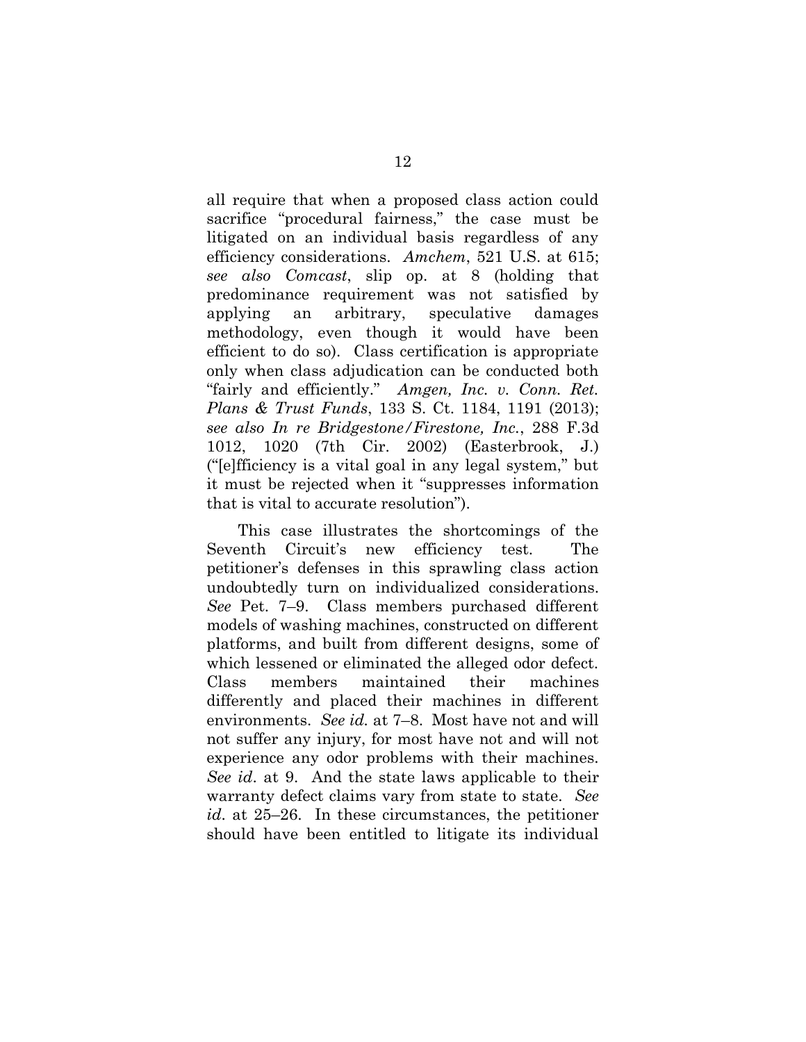all require that when a proposed class action could sacrifice "procedural fairness," the case must be litigated on an individual basis regardless of any efficiency considerations. *Amchem*, 521 U.S. at 615; *see also Comcast*, slip op. at 8 (holding that predominance requirement was not satisfied by applying an arbitrary, speculative damages methodology, even though it would have been efficient to do so). Class certification is appropriate only when class adjudication can be conducted both "fairly and efficiently." *Amgen, Inc. v. Conn. Ret. Plans & Trust Funds*, 133 S. Ct. 1184, 1191 (2013); *see also In re Bridgestone/Firestone, Inc.*, 288 F.3d 1012, 1020 (7th Cir. 2002) (Easterbrook, J.) ("[e]fficiency is a vital goal in any legal system," but it must be rejected when it "suppresses information that is vital to accurate resolution").

This case illustrates the shortcomings of the Seventh Circuit's new efficiency test. The petitioner's defenses in this sprawling class action undoubtedly turn on individualized considerations. *See* Pet. 7–9. Class members purchased different models of washing machines, constructed on different platforms, and built from different designs, some of which lessened or eliminated the alleged odor defect. Class members maintained their machines differently and placed their machines in different environments. *See id.* at 7–8. Most have not and will not suffer any injury, for most have not and will not experience any odor problems with their machines. *See id*. at 9. And the state laws applicable to their warranty defect claims vary from state to state. *See id.* at 25–26. In these circumstances, the petitioner should have been entitled to litigate its individual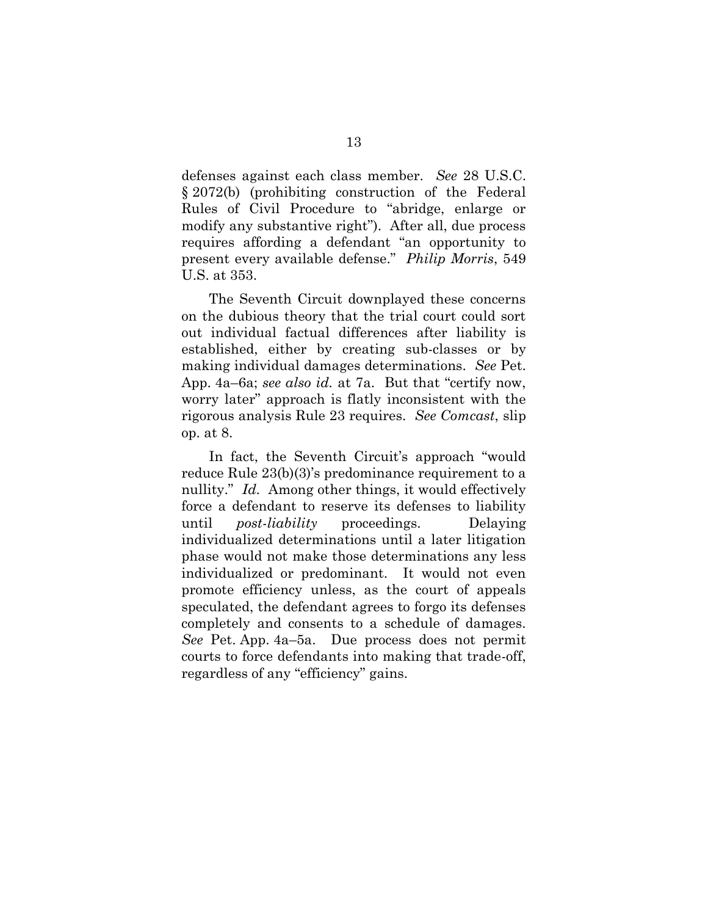defenses against each class member. *See* 28 U.S.C. § 2072(b) (prohibiting construction of the Federal Rules of Civil Procedure to "abridge, enlarge or modify any substantive right"). After all, due process requires affording a defendant "an opportunity to present every available defense." *Philip Morris*, 549 U.S. at 353.

The Seventh Circuit downplayed these concerns on the dubious theory that the trial court could sort out individual factual differences after liability is established, either by creating sub-classes or by making individual damages determinations. *See* Pet. App. 4a–6a; *see also id.* at 7a. But that "certify now, worry later" approach is flatly inconsistent with the rigorous analysis Rule 23 requires. *See Comcast*, slip op. at 8.

In fact, the Seventh Circuit's approach "would reduce Rule 23(b)(3)'s predominance requirement to a nullity." *Id.* Among other things, it would effectively force a defendant to reserve its defenses to liability until *post-liability* proceedings. Delaying individualized determinations until a later litigation phase would not make those determinations any less individualized or predominant. It would not even promote efficiency unless, as the court of appeals speculated, the defendant agrees to forgo its defenses completely and consents to a schedule of damages. *See* Pet. App. 4a–5a. Due process does not permit courts to force defendants into making that trade-off, regardless of any "efficiency" gains.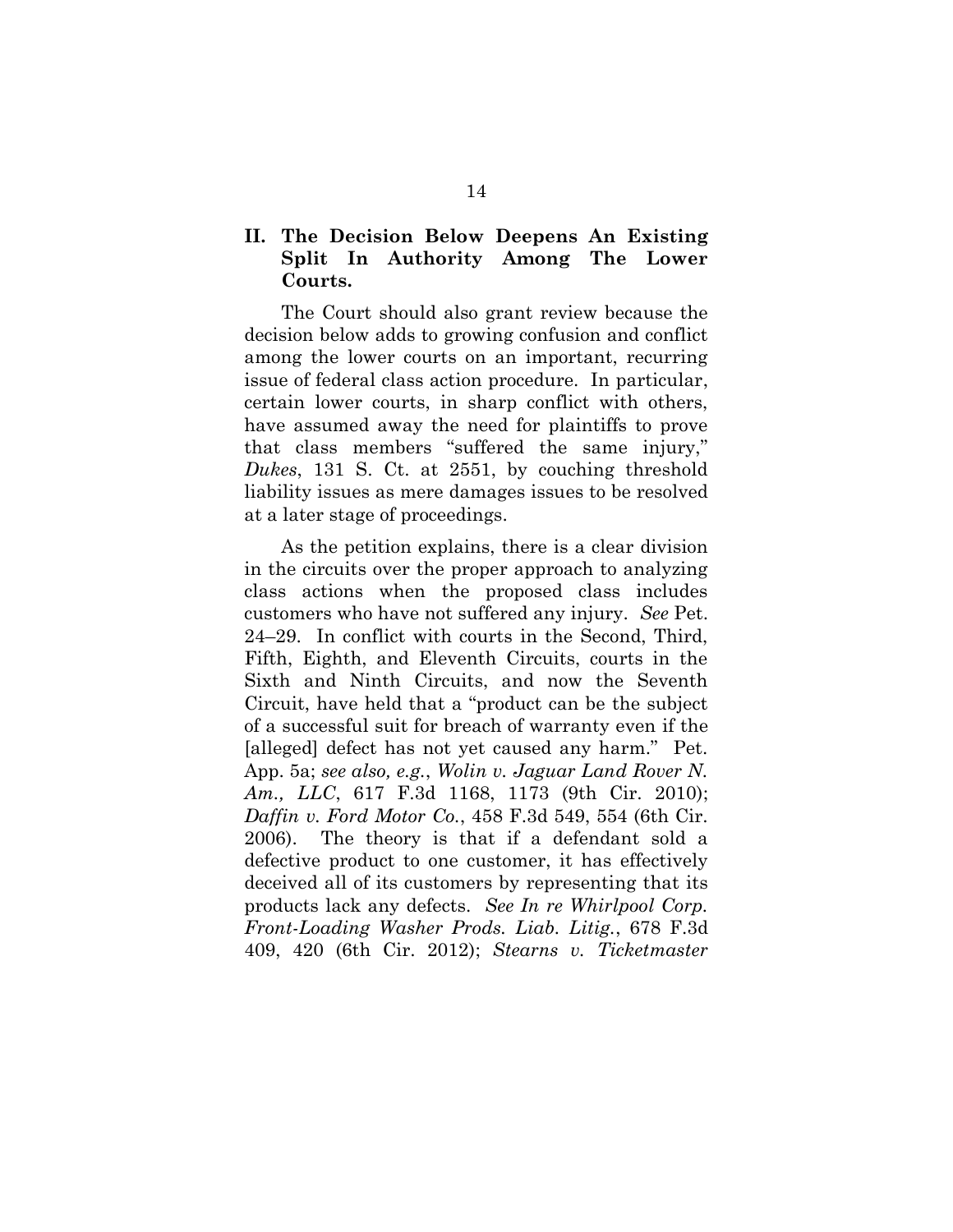## II. The Decision Below Deepens An Existing Split In Authority Among The Lower Courts.

The Court should also grant review because the decision below adds to growing confusion and conflict among the lower courts on an important, recurring issue of federal class action procedure. In particular, certain lower courts, in sharp conflict with others, have assumed away the need for plaintiffs to prove that class members "suffered the same injury," *Dukes*, 131 S. Ct. at 2551, by couching threshold liability issues as mere damages issues to be resolved at a later stage of proceedings.

As the petition explains, there is a clear division in the circuits over the proper approach to analyzing class actions when the proposed class includes customers who have not suffered any injury. *See* Pet. 24–29. In conflict with courts in the Second, Third, Fifth, Eighth, and Eleventh Circuits, courts in the Sixth and Ninth Circuits, and now the Seventh Circuit, have held that a "product can be the subject of a successful suit for breach of warranty even if the [alleged] defect has not yet caused any harm." Pet. App. 5a; *see also, e.g.*, *Wolin v. Jaguar Land Rover N. Am., LLC*, 617 F.3d 1168, 1173 (9th Cir. 2010); *Daffin v. Ford Motor Co.*, 458 F.3d 549, 554 (6th Cir. 2006). The theory is that if a defendant sold a defective product to one customer, it has effectively deceived all of its customers by representing that its products lack any defects. *See In re Whirlpool Corp. Front-Loading Washer Prods. Liab. Litig.*, 678 F.3d 409, 420 (6th Cir. 2012); *Stearns v. Ticketmaster*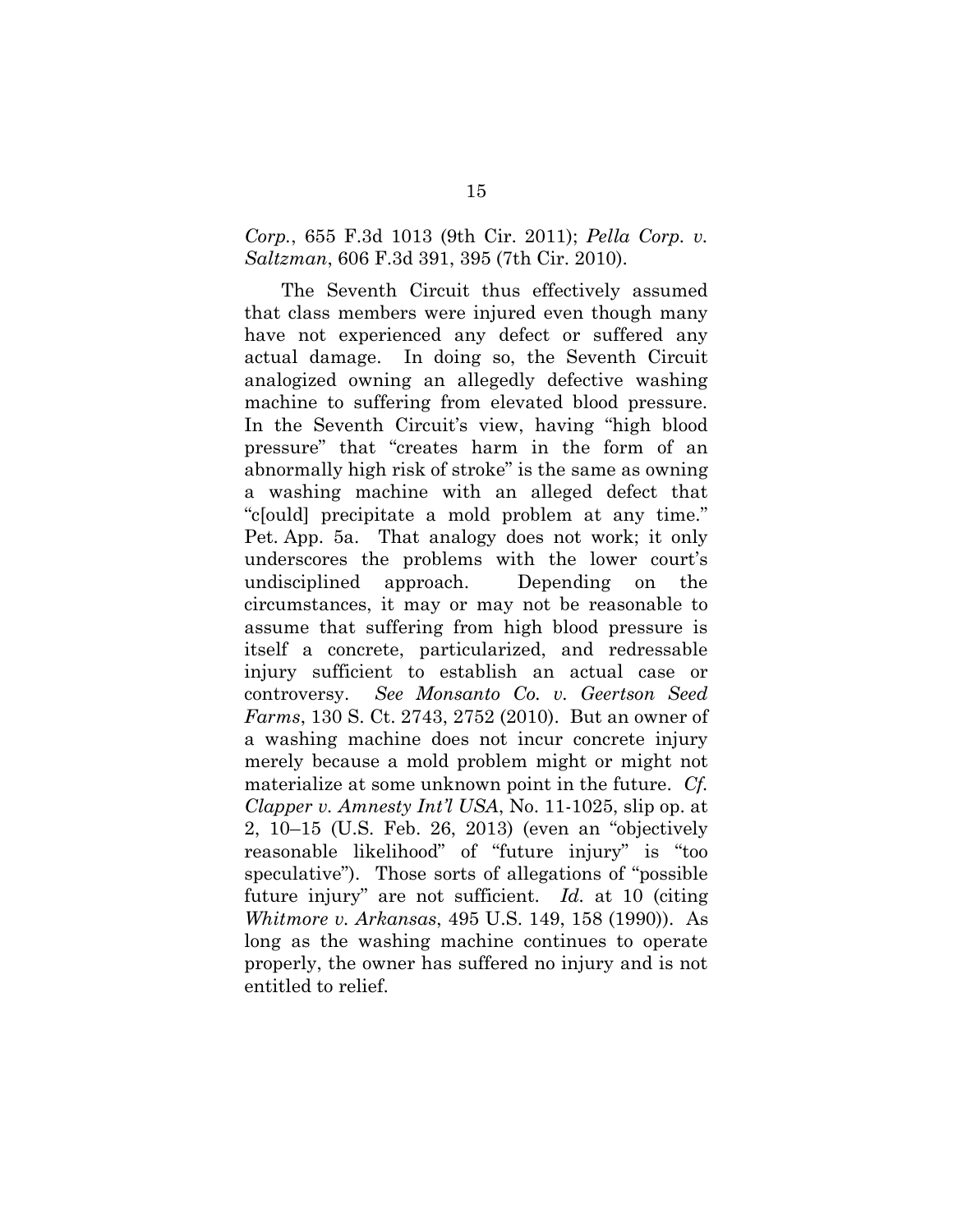*Corp.*, 655 F.3d 1013 (9th Cir. 2011); *Pella Corp. v. Saltzman*, 606 F.3d 391, 395 (7th Cir. 2010).

The Seventh Circuit thus effectively assumed that class members were injured even though many have not experienced any defect or suffered any actual damage. In doing so, the Seventh Circuit analogized owning an allegedly defective washing machine to suffering from elevated blood pressure. In the Seventh Circuit's view, having "high blood pressure" that "creates harm in the form of an abnormally high risk of stroke" is the same as owning a washing machine with an alleged defect that "c[ould] precipitate a mold problem at any time." Pet. App. 5a. That analogy does not work; it only underscores the problems with the lower court's undisciplined approach. Depending on the circumstances, it may or may not be reasonable to assume that suffering from high blood pressure is itself a concrete, particularized, and redressable injury sufficient to establish an actual case or controversy. *See Monsanto Co. v. Geertson Seed Farms*, 130 S. Ct. 2743, 2752 (2010). But an owner of a washing machine does not incur concrete injury merely because a mold problem might or might not materialize at some unknown point in the future. *Cf. Clapper v. Amnesty Int'l USA*, No. 11-1025, slip op. at 2, 10–15 (U.S. Feb. 26, 2013) (even an "objectively reasonable likelihood" of "future injury" is "too speculative"). Those sorts of allegations of "possible future injury" are not sufficient. *Id.* at 10 (citing *Whitmore v. Arkansas*, 495 U.S. 149, 158 (1990)). As long as the washing machine continues to operate properly, the owner has suffered no injury and is not entitled to relief.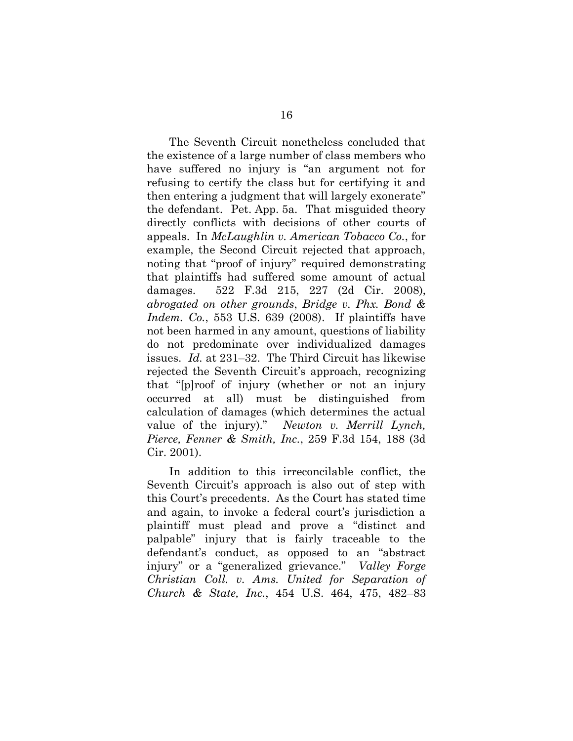The Seventh Circuit nonetheless concluded that the existence of a large number of class members who have suffered no injury is "an argument not for refusing to certify the class but for certifying it and then entering a judgment that will largely exonerate" the defendant. Pet. App. 5a. That misguided theory directly conflicts with decisions of other courts of appeals. In *McLaughlin v. American Tobacco Co.*, for example, the Second Circuit rejected that approach, noting that "proof of injury" required demonstrating that plaintiffs had suffered some amount of actual damages. 522 F.3d 215, 227 (2d Cir. 2008), *abrogated on other grounds*, *Bridge v. Phx. Bond & Indem. Co.*, 553 U.S. 639 (2008). If plaintiffs have not been harmed in any amount, questions of liability do not predominate over individualized damages issues. *Id.* at 231–32. The Third Circuit has likewise rejected the Seventh Circuit's approach, recognizing that "[p]roof of injury (whether or not an injury occurred at all) must be distinguished from calculation of damages (which determines the actual value of the injury)." *Newton v. Merrill Lynch, Pierce, Fenner & Smith, Inc.*, 259 F.3d 154, 188 (3d Cir. 2001).

In addition to this irreconcilable conflict, the Seventh Circuit's approach is also out of step with this Court's precedents. As the Court has stated time and again, to invoke a federal court's jurisdiction a plaintiff must plead and prove a "distinct and palpable" injury that is fairly traceable to the defendant's conduct, as opposed to an "abstract injury" or a "generalized grievance." *Valley Forge Christian Coll. v. Ams. United for Separation of Church & State, Inc.*, 454 U.S. 464, 475, 482–83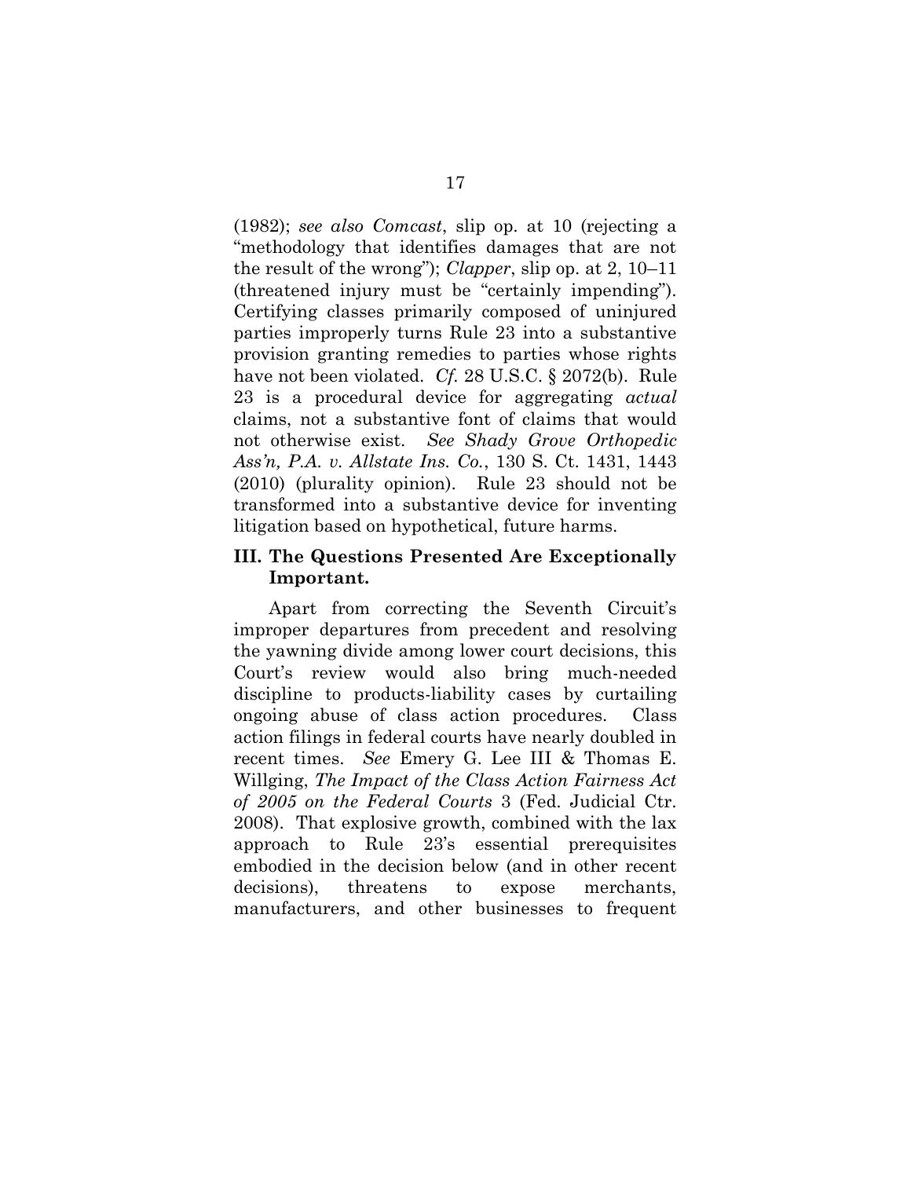(1982); *see also Comcast*, slip op. at 10 (rejecting a "methodology that identifies damages that are not the result of the wrong"); *Clapper*, slip op. at 2, 10–11 (threatened injury must be "certainly impending"). Certifying classes primarily composed of uninjured parties improperly turns Rule 23 into a substantive provision granting remedies to parties whose rights have not been violated. *Cf.* 28 U.S.C. § 2072(b). Rule 23 is a procedural device for aggregating *actual* claims, not a substantive font of claims that would not otherwise exist. *See Shady Grove Orthopedic Ass'n, P.A. v. Allstate Ins. Co.*, 130 S. Ct. 1431, 1443 (2010) (plurality opinion). Rule 23 should not be transformed into a substantive device for inventing litigation based on hypothetical, future harms.

## III. The Questions Presented Are Exceptionally Important.

Apart from correcting the Seventh Circuit's improper departures from precedent and resolving the yawning divide among lower court decisions, this Court's review would also bring much-needed discipline to products-liability cases by curtailing ongoing abuse of class action procedures. Class action filings in federal courts have nearly doubled in recent times. *See* Emery G. Lee III & Thomas E. Willging, *The Impact of the Class Action Fairness Act of 2005 on the Federal Courts* 3 (Fed. Judicial Ctr. 2008). That explosive growth, combined with the lax approach to Rule 23's essential prerequisites embodied in the decision below (and in other recent decisions), threatens to expose merchants, manufacturers, and other businesses to frequent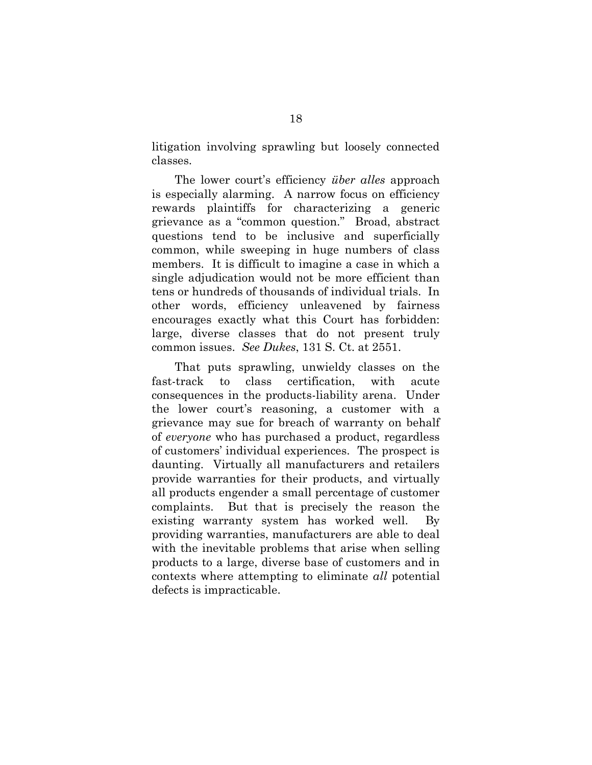litigation involving sprawling but loosely connected classes.

The lower court's efficiency *über alles* approach is especially alarming. A narrow focus on efficiency rewards plaintiffs for characterizing a generic grievance as a "common question." Broad, abstract questions tend to be inclusive and superficially common, while sweeping in huge numbers of class members. It is difficult to imagine a case in which a single adjudication would not be more efficient than tens or hundreds of thousands of individual trials. In other words, efficiency unleavened by fairness encourages exactly what this Court has forbidden: large, diverse classes that do not present truly common issues. *See Dukes*, 131 S. Ct. at 2551.

That puts sprawling, unwieldy classes on the fast-track to class certification, with acute consequences in the products-liability arena. Under the lower court's reasoning, a customer with a grievance may sue for breach of warranty on behalf of *everyone* who has purchased a product, regardless of customers' individual experiences. The prospect is daunting. Virtually all manufacturers and retailers provide warranties for their products, and virtually all products engender a small percentage of customer complaints. But that is precisely the reason the existing warranty system has worked well. By providing warranties, manufacturers are able to deal with the inevitable problems that arise when selling products to a large, diverse base of customers and in contexts where attempting to eliminate *all* potential defects is impracticable.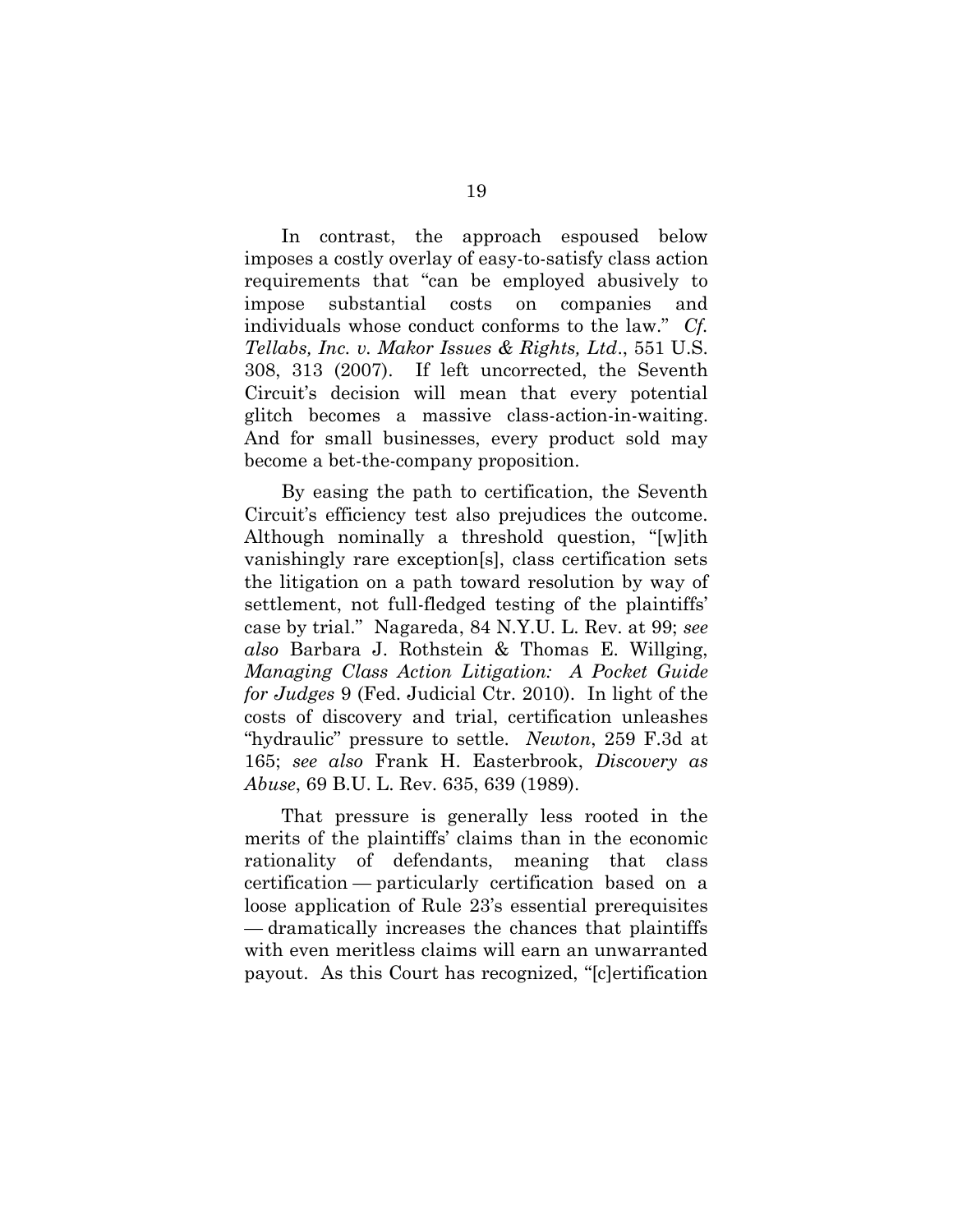In contrast, the approach espoused below imposes a costly overlay of easy-to-satisfy class action requirements that "can be employed abusively to impose substantial costs on companies and individuals whose conduct conforms to the law." *Cf. Tellabs, Inc. v. Makor Issues & Rights, Ltd*., 551 U.S. 308, 313 (2007). If left uncorrected, the Seventh Circuit's decision will mean that every potential glitch becomes a massive class-action-in-waiting. And for small businesses, every product sold may become a bet-the-company proposition.

By easing the path to certification, the Seventh Circuit's efficiency test also prejudices the outcome. Although nominally a threshold question, "[w]ith vanishingly rare exception[s], class certification sets the litigation on a path toward resolution by way of settlement, not full-fledged testing of the plaintiffs' case by trial." Nagareda, 84 N.Y.U. L. Rev. at 99; *see also* Barbara J. Rothstein & Thomas E. Willging, *Managing Class Action Litigation: A Pocket Guide for Judges* 9 (Fed. Judicial Ctr. 2010). In light of the costs of discovery and trial, certification unleashes "hydraulic" pressure to settle. *Newton*, 259 F.3d at 165; *see also* Frank H. Easterbrook, *Discovery as Abuse*, 69 B.U. L. Rev. 635, 639 (1989).

That pressure is generally less rooted in the merits of the plaintiffs' claims than in the economic rationality of defendants, meaning that class certification — particularly certification based on a loose application of Rule 23's essential prerequisites — dramatically increases the chances that plaintiffs with even meritless claims will earn an unwarranted payout. As this Court has recognized, "[c]ertification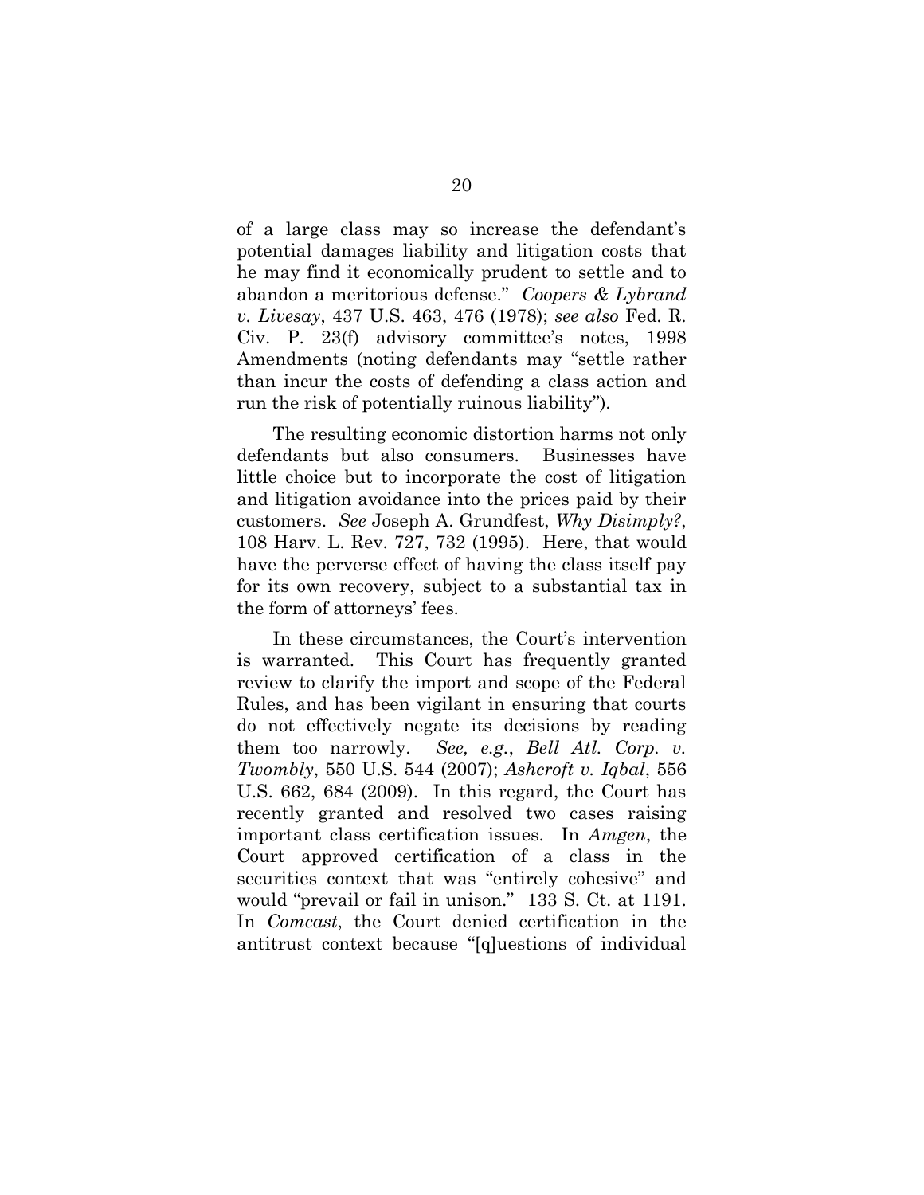of a large class may so increase the defendant's potential damages liability and litigation costs that he may find it economically prudent to settle and to abandon a meritorious defense." *Coopers & Lybrand v. Livesay*, 437 U.S. 463, 476 (1978); *see also* Fed. R. Civ. P. 23(f) advisory committee's notes, 1998 Amendments (noting defendants may "settle rather than incur the costs of defending a class action and run the risk of potentially ruinous liability").

The resulting economic distortion harms not only defendants but also consumers. Businesses have little choice but to incorporate the cost of litigation and litigation avoidance into the prices paid by their customers. *See* Joseph A. Grundfest, *Why Disimply?*, 108 Harv. L. Rev. 727, 732 (1995). Here, that would have the perverse effect of having the class itself pay for its own recovery, subject to a substantial tax in the form of attorneys' fees.

In these circumstances, the Court's intervention is warranted. This Court has frequently granted review to clarify the import and scope of the Federal Rules, and has been vigilant in ensuring that courts do not effectively negate its decisions by reading them too narrowly. *See, e.g.*, *Bell Atl. Corp. v. Twombly*, 550 U.S. 544 (2007); *Ashcroft v. Iqbal*, 556 U.S. 662, 684 (2009). In this regard, the Court has recently granted and resolved two cases raising important class certification issues. In *Amgen*, the Court approved certification of a class in the securities context that was "entirely cohesive" and would "prevail or fail in unison." 133 S. Ct. at 1191. In *Comcast*, the Court denied certification in the antitrust context because "[q]uestions of individual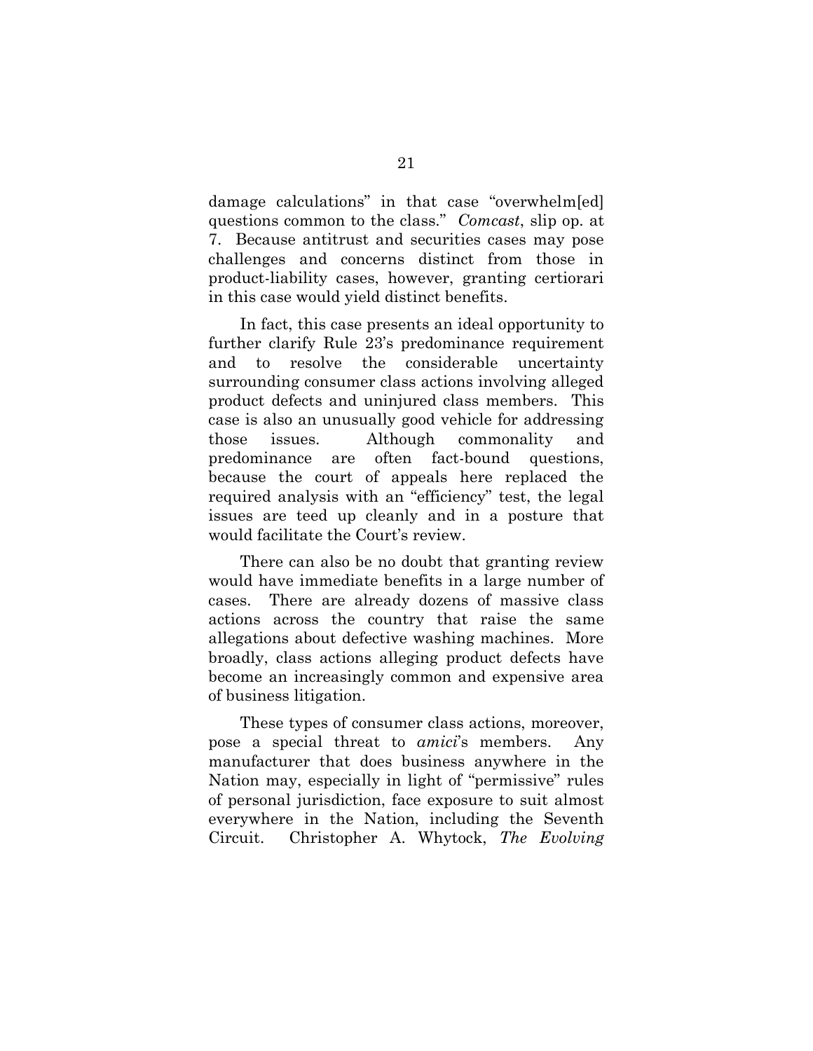damage calculations" in that case "overwhelm[ed] questions common to the class." *Comcast*, slip op. at 7. Because antitrust and securities cases may pose challenges and concerns distinct from those in product-liability cases, however, granting certiorari in this case would yield distinct benefits.

In fact, this case presents an ideal opportunity to further clarify Rule 23's predominance requirement and to resolve the considerable uncertainty surrounding consumer class actions involving alleged product defects and uninjured class members. This case is also an unusually good vehicle for addressing those issues. Although commonality and predominance are often fact-bound questions, because the court of appeals here replaced the required analysis with an "efficiency" test, the legal issues are teed up cleanly and in a posture that would facilitate the Court's review.

There can also be no doubt that granting review would have immediate benefits in a large number of cases. There are already dozens of massive class actions across the country that raise the same allegations about defective washing machines. More broadly, class actions alleging product defects have become an increasingly common and expensive area of business litigation.

These types of consumer class actions, moreover, pose a special threat to *amici*'s members. Any manufacturer that does business anywhere in the Nation may, especially in light of "permissive" rules of personal jurisdiction, face exposure to suit almost everywhere in the Nation, including the Seventh Circuit. Christopher A. Whytock, *The Evolving*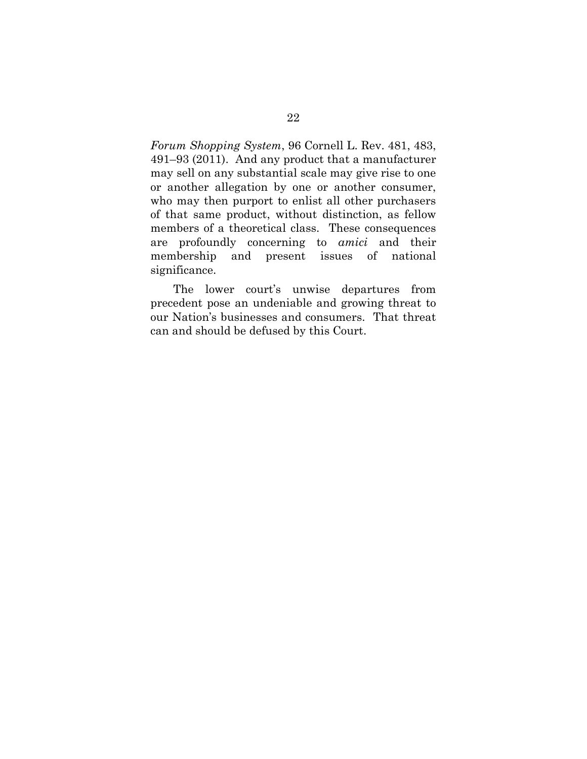*Forum Shopping System*, 96 Cornell L. Rev. 481, 483, 491–93 (2011). And any product that a manufacturer may sell on any substantial scale may give rise to one or another allegation by one or another consumer, who may then purport to enlist all other purchasers of that same product, without distinction, as fellow members of a theoretical class. These consequences are profoundly concerning to *amici* and their membership and present issues of national significance.

The lower court's unwise departures from precedent pose an undeniable and growing threat to our Nation's businesses and consumers. That threat can and should be defused by this Court.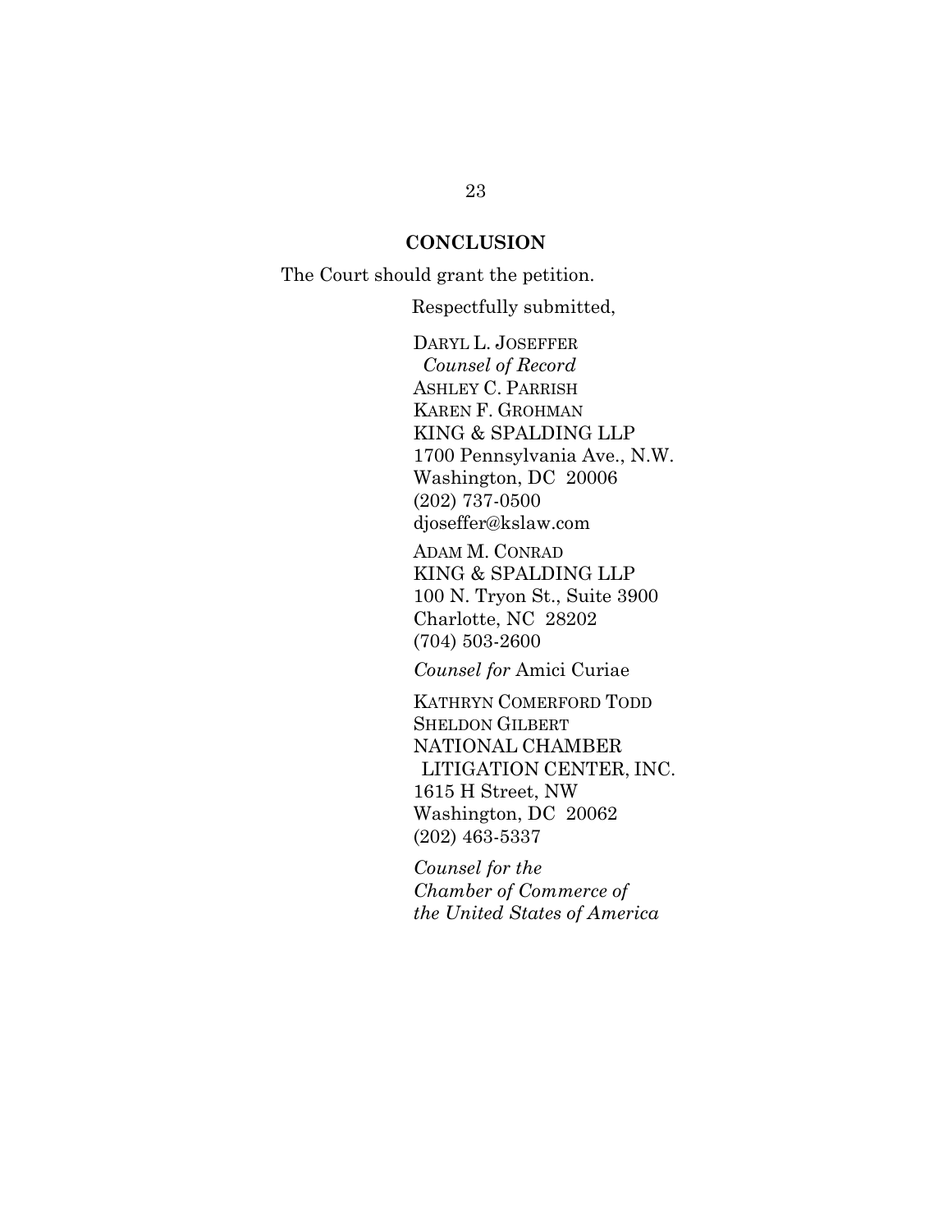## CONCLUSION

The Court should grant the petition.

Respectfully submitted,

DARYL L. JOSEFFER  
*Counsel of Record*  
ASHLEY C. PARRISH  
KAREN F. GROHMAN  
KING & SPALDING LLP  
1700 Pennsylvania Ave., N.W.  
Washington, DC 20006  
(202) 737-0500  
djoseffer@kslaw.com

ADAM M. CONRAD  
KING & SPALDING LLP  
100 N. Tryon St., Suite 3900  
Charlotte, NC 28202  
(704) 503-2600

*Counsel for* Amici Curiae

KATHRYN COMERFORD TODD  
SHELDON GILBERT  
NATIONAL CHAMBER LITIGATION CENTER, INC.  
1615 H Street, NW  
Washington, DC 20062  
(202) 463-5337

*Counsel for the Chamber of Commerce of the United States of America*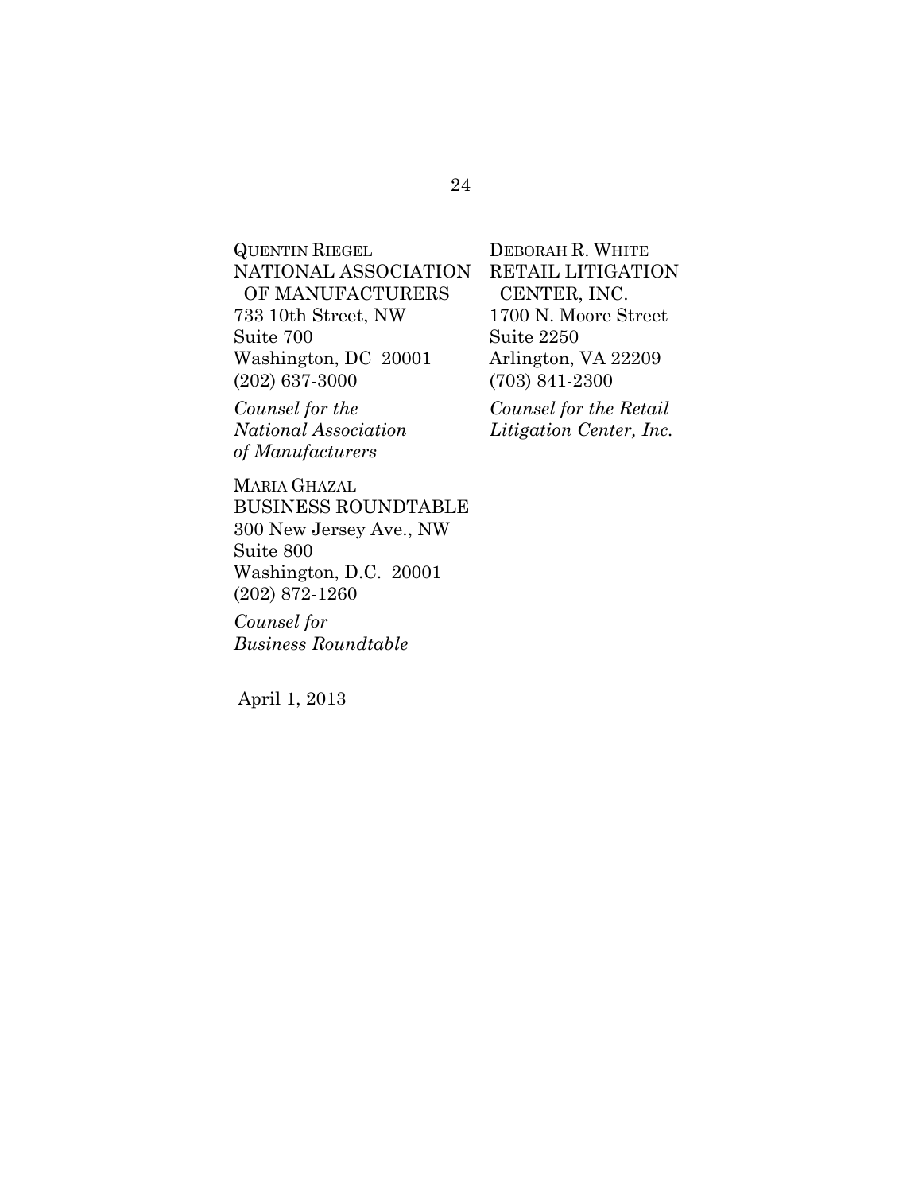QUENTIN RIEGEL
NATIONAL ASSOCIATION
OF MANUFACTURERS
733 10th Street, NW
Suite 700
Washington, DC 20001
(202) 637-3000

*Counsel for the National Association of Manufacturers*

DEBORAH R. WHITE
RETAIL LITIGATION
CENTER, INC.
1700 N. Moore Street
Suite 2250
Arlington, VA 22209
(703) 841-2300

*Counsel for the Retail Litigation Center, Inc.*

MARIA GHAZAL
BUSINESS ROUNDTABLE
300 New Jersey Ave., NW
Suite 800
Washington, D.C. 20001
(202) 872-1260

*Counsel for Business Roundtable*

April 1, 2013